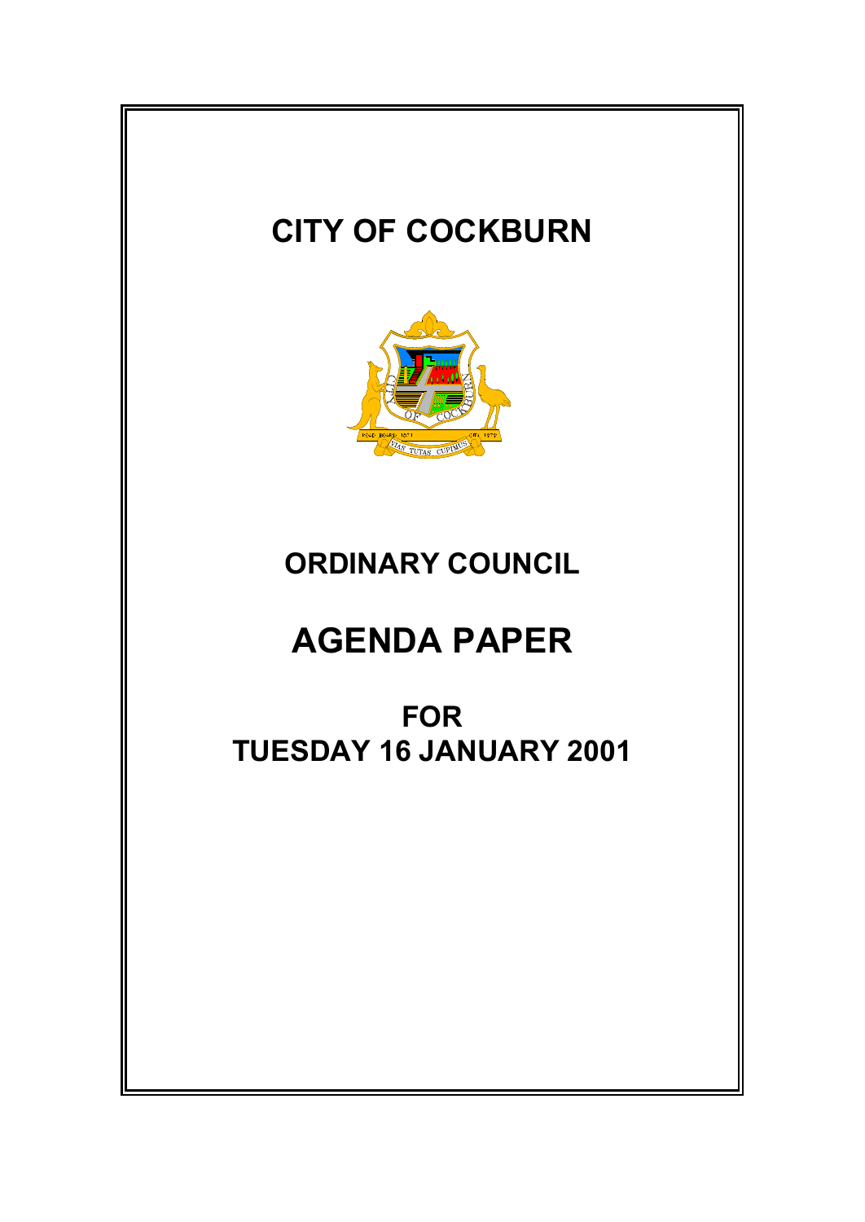# CITY OF COCKBURN

## ORDINARY COUNCIL

# AGENDA PAPER

## FOR
## TUESDAY 16 JANUARY 2001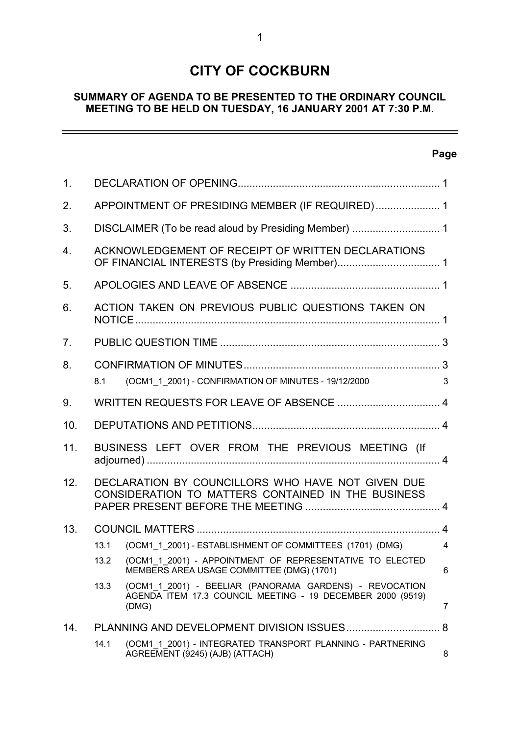# CITY OF COCKBURN

**SUMMARY OF AGENDA TO BE PRESENTED TO THE ORDINARY COUNCIL MEETING TO BE HELD ON TUESDAY, 16 JANUARY 2001 AT 7:30 P.M.**

| | | | Page |
|---|---|---|---|
| 1. | DECLARATION OF OPENING | | 1 |
| 2. | APPOINTMENT OF PRESIDING MEMBER (IF REQUIRED) | | 1 |
| 3. | DISCLAIMER (To be read aloud by Presiding Member) | | 1 |
| 4. | ACKNOWLEDGEMENT OF RECEIPT OF WRITTEN DECLARATIONS OF FINANCIAL INTERESTS (by Presiding Member) | | 1 |
| 5. | APOLOGIES AND LEAVE OF ABSENCE | | 1 |
| 6. | ACTION TAKEN ON PREVIOUS PUBLIC QUESTIONS TAKEN ON NOTICE | | 1 |
| 7. | PUBLIC QUESTION TIME | | 3 |
| 8. | CONFIRMATION OF MINUTES | | 3 |
| | 8.1 | (OCM1_1_2001) - CONFIRMATION OF MINUTES - 19/12/2000 | 3 |
| 9. | WRITTEN REQUESTS FOR LEAVE OF ABSENCE | | 4 |
| 10. | DEPUTATIONS AND PETITIONS | | 4 |
| 11. | BUSINESS LEFT OVER FROM THE PREVIOUS MEETING (If adjourned) | | 4 |
| 12. | DECLARATION BY COUNCILLORS WHO HAVE NOT GIVEN DUE CONSIDERATION TO MATTERS CONTAINED IN THE BUSINESS PAPER PRESENT BEFORE THE MEETING | | 4 |
| 13. | COUNCIL MATTERS | | 4 |
| | 13.1 | (OCM1_1_2001) - ESTABLISHMENT OF COMMITTEES (1701) (DMG) | 4 |
| | 13.2 | (OCM1_1_2001) - APPOINTMENT OF REPRESENTATIVE TO ELECTED MEMBERS AREA USAGE COMMITTEE (DMG) (1701) | 6 |
| | 13.3 | (OCM1_1_2001) - BEELIAR (PANORAMA GARDENS) - REVOCATION AGENDA ITEM 17.3 COUNCIL MEETING - 19 DECEMBER 2000 (9519) (DMG) | 7 |
| 14. | PLANNING AND DEVELOPMENT DIVISION ISSUES | | 8 |
| | 14.1 | (OCM1_1_2001) - INTEGRATED TRANSPORT PLANNING - PARTNERING AGREEMENT (9245) (AJB) (ATTACH) | 8 |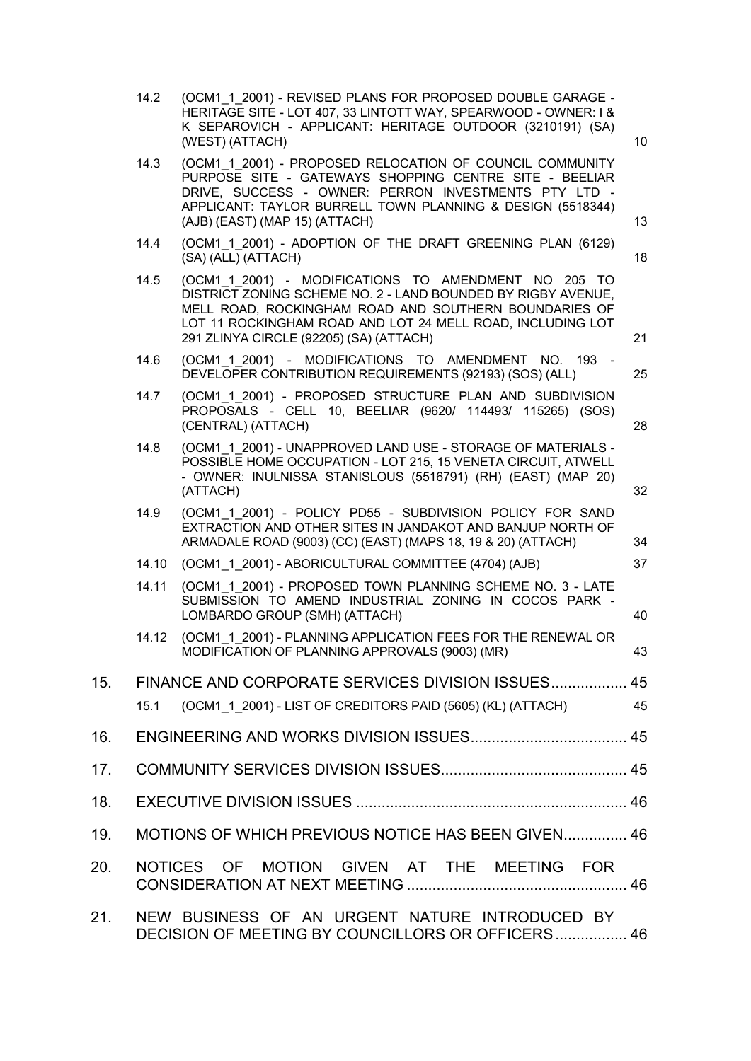14.2 (OCM1_1_2001) - REVISED PLANS FOR PROPOSED DOUBLE GARAGE - HERITAGE SITE - LOT 407, 33 LINTOTT WAY, SPEARWOOD - OWNER: I & K SEPAROVICH - APPLICANT: HERITAGE OUTDOOR (3210191) (SA) (WEST) (ATTACH) 10

14.3 (OCM1_1_2001) - PROPOSED RELOCATION OF COUNCIL COMMUNITY PURPOSE SITE - GATEWAYS SHOPPING CENTRE SITE - BEELIAR DRIVE, SUCCESS - OWNER: PERRON INVESTMENTS PTY LTD - APPLICANT: TAYLOR BURRELL TOWN PLANNING & DESIGN (5518344) (AJB) (EAST) (MAP 15) (ATTACH) 13

14.4 (OCM1_1_2001) - ADOPTION OF THE DRAFT GREENING PLAN (6129) (SA) (ALL) (ATTACH) 18

14.5 (OCM1_1_2001) - MODIFICATIONS TO AMENDMENT NO 205 TO DISTRICT ZONING SCHEME NO. 2 - LAND BOUNDED BY RIGBY AVENUE, MELL ROAD, ROCKINGHAM ROAD AND SOUTHERN BOUNDARIES OF LOT 11 ROCKINGHAM ROAD AND LOT 24 MELL ROAD, INCLUDING LOT 291 ZLINYA CIRCLE (92205) (SA) (ATTACH) 21

14.6 (OCM1_1_2001) - MODIFICATIONS TO AMENDMENT NO. 193 - DEVELOPER CONTRIBUTION REQUIREMENTS (92193) (SOS) (ALL) 25

14.7 (OCM1_1_2001) - PROPOSED STRUCTURE PLAN AND SUBDIVISION PROPOSALS - CELL 10, BEELIAR (9620/ 114493/ 115265) (SOS) (CENTRAL) (ATTACH) 28

14.8 (OCM1_1_2001) - UNAPPROVED LAND USE - STORAGE OF MATERIALS - POSSIBLE HOME OCCUPATION - LOT 215, 15 VENETA CIRCUIT, ATWELL - OWNER: INULNISSA STANISLOUS (5516791) (RH) (EAST) (MAP 20) (ATTACH) 32

14.9 (OCM1_1_2001) - POLICY PD55 - SUBDIVISION POLICY FOR SAND EXTRACTION AND OTHER SITES IN JANDAKOT AND BANJUP NORTH OF ARMADALE ROAD (9003) (CC) (EAST) (MAPS 18, 19 & 20) (ATTACH) 34

14.10 (OCM1_1_2001) - ABORICULTURAL COMMITTEE (4704) (AJB) 37

14.11 (OCM1_1_2001) - PROPOSED TOWN PLANNING SCHEME NO. 3 - LATE SUBMISSION TO AMEND INDUSTRIAL ZONING IN COCOS PARK - LOMBARDO GROUP (SMH) (ATTACH) 40

14.12 (OCM1_1_2001) - PLANNING APPLICATION FEES FOR THE RENEWAL OR MODIFICATION OF PLANNING APPROVALS (9003) (MR) 43

15. FINANCE AND CORPORATE SERVICES DIVISION ISSUES 45

15.1 (OCM1_1_2001) - LIST OF CREDITORS PAID (5605) (KL) (ATTACH) 45

16. ENGINEERING AND WORKS DIVISION ISSUES 45

17. COMMUNITY SERVICES DIVISION ISSUES 45

18. EXECUTIVE DIVISION ISSUES 46

19. MOTIONS OF WHICH PREVIOUS NOTICE HAS BEEN GIVEN 46

20. NOTICES OF MOTION GIVEN AT THE MEETING FOR CONSIDERATION AT NEXT MEETING 46

21. NEW BUSINESS OF AN URGENT NATURE INTRODUCED BY DECISION OF MEETING BY COUNCILLORS OR OFFICERS 46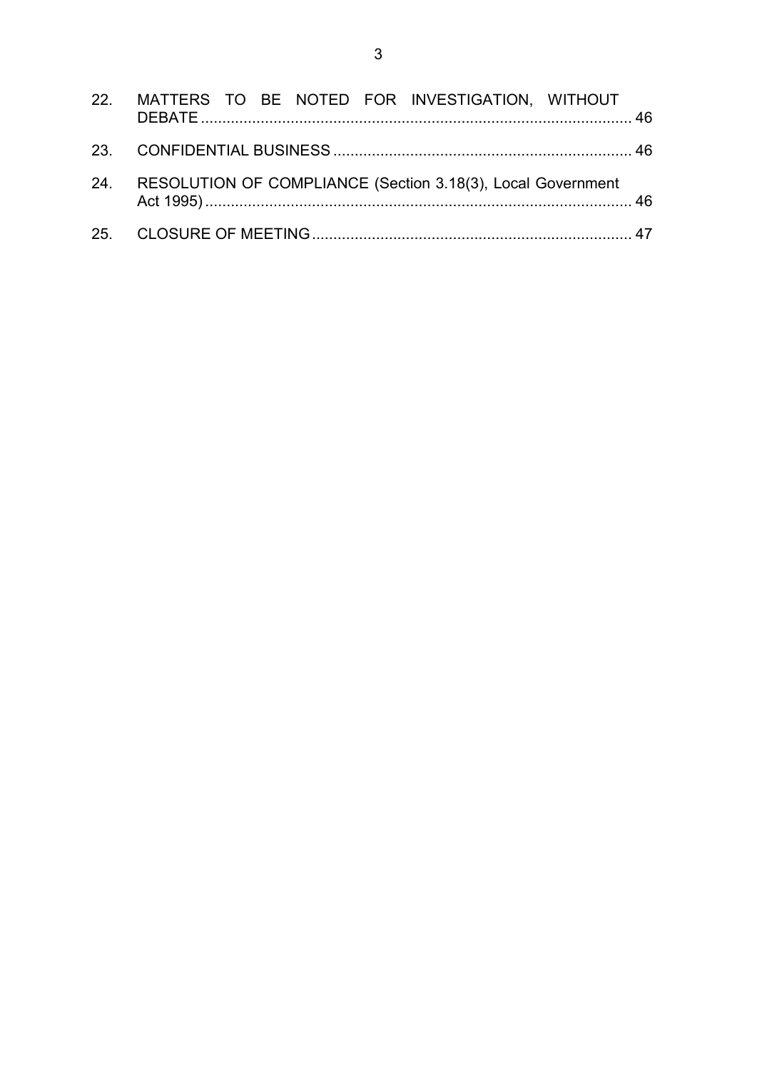22. MATTERS TO BE NOTED FOR INVESTIGATION, WITHOUT DEBATE .................................................................................................... 46

23. CONFIDENTIAL BUSINESS ..................................................................... 46

24. RESOLUTION OF COMPLIANCE (Section 3.18(3), Local Government Act 1995) .................................................................................................... 46

25. CLOSURE OF MEETING ........................................................................... 47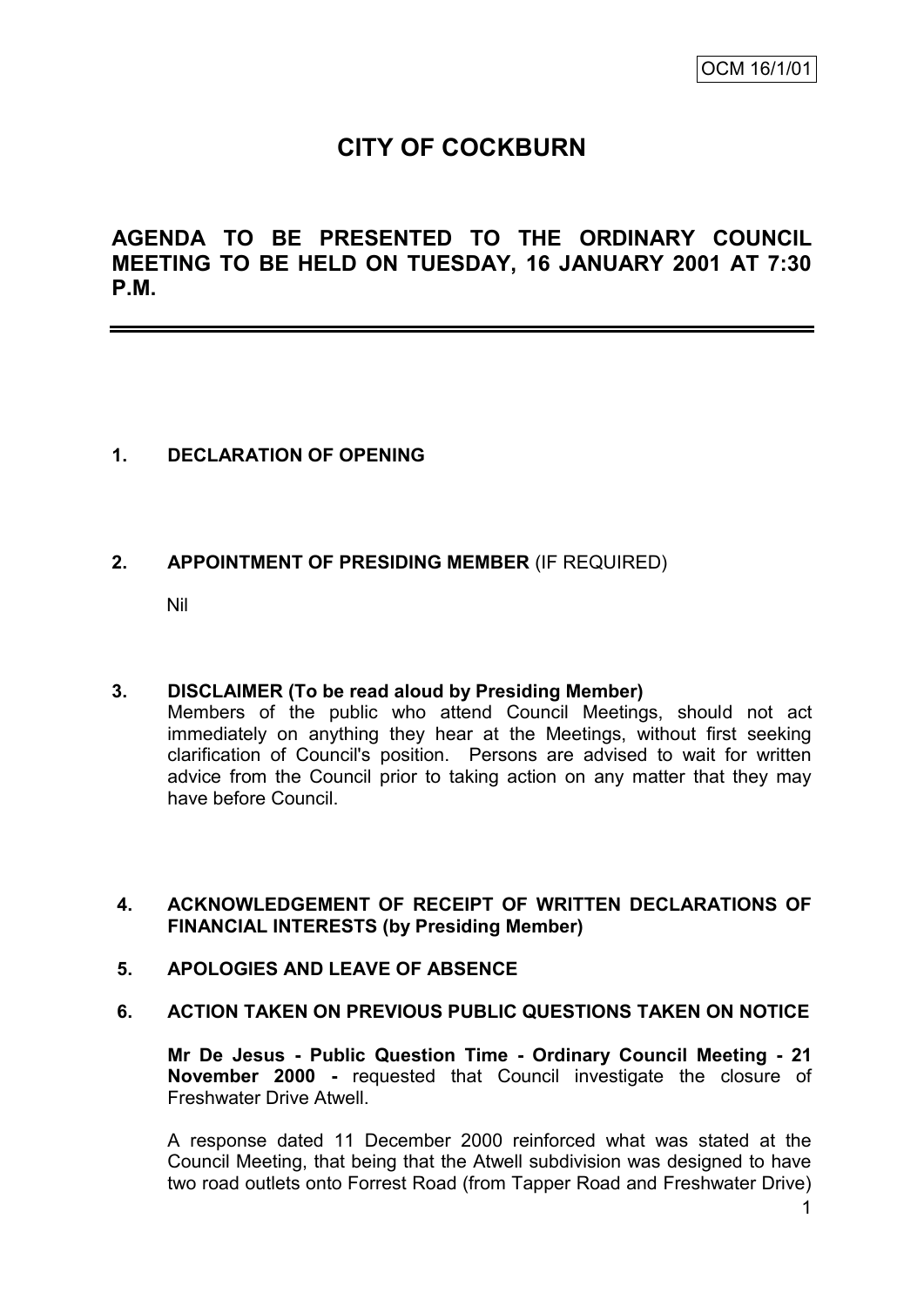OCM 16/1/01

# CITY OF COCKBURN

## AGENDA TO BE PRESENTED TO THE ORDINARY COUNCIL MEETING TO BE HELD ON TUESDAY, 16 JANUARY 2001 AT 7:30 P.M.

---

### 1. DECLARATION OF OPENING

### 2. APPOINTMENT OF PRESIDING MEMBER (IF REQUIRED)

Nil

### 3. DISCLAIMER (To be read aloud by Presiding Member)

Members of the public who attend Council Meetings, should not act immediately on anything they hear at the Meetings, without first seeking clarification of Council's position. Persons are advised to wait for written advice from the Council prior to taking action on any matter that they may have before Council.

### 4. ACKNOWLEDGEMENT OF RECEIPT OF WRITTEN DECLARATIONS OF FINANCIAL INTERESTS (by Presiding Member)

### 5. APOLOGIES AND LEAVE OF ABSENCE

### 6. ACTION TAKEN ON PREVIOUS PUBLIC QUESTIONS TAKEN ON NOTICE

**Mr De Jesus - Public Question Time - Ordinary Council Meeting - 21 November 2000 -** requested that Council investigate the closure of Freshwater Drive Atwell.

A response dated 11 December 2000 reinforced what was stated at the Council Meeting, that being that the Atwell subdivision was designed to have two road outlets onto Forrest Road (from Tapper Road and Freshwater Drive)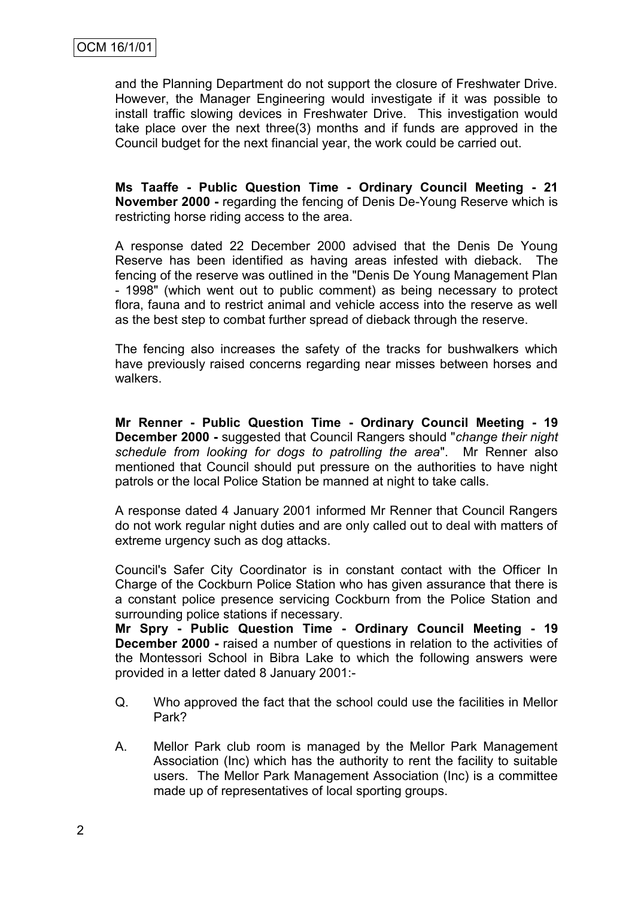and the Planning Department do not support the closure of Freshwater Drive. However, the Manager Engineering would investigate if it was possible to install traffic slowing devices in Freshwater Drive. This investigation would take place over the next three(3) months and if funds are approved in the Council budget for the next financial year, the work could be carried out.

**Ms Taaffe - Public Question Time - Ordinary Council Meeting - 21 November 2000 -** regarding the fencing of Denis De-Young Reserve which is restricting horse riding access to the area.

A response dated 22 December 2000 advised that the Denis De Young Reserve has been identified as having areas infested with dieback. The fencing of the reserve was outlined in the "Denis De Young Management Plan - 1998" (which went out to public comment) as being necessary to protect flora, fauna and to restrict animal and vehicle access into the reserve as well as the best step to combat further spread of dieback through the reserve.

The fencing also increases the safety of the tracks for bushwalkers which have previously raised concerns regarding near misses between horses and walkers.

**Mr Renner - Public Question Time - Ordinary Council Meeting - 19 December 2000 -** suggested that Council Rangers should "*change their night schedule from looking for dogs to patrolling the area*". Mr Renner also mentioned that Council should put pressure on the authorities to have night patrols or the local Police Station be manned at night to take calls.

A response dated 4 January 2001 informed Mr Renner that Council Rangers do not work regular night duties and are only called out to deal with matters of extreme urgency such as dog attacks.

Council's Safer City Coordinator is in constant contact with the Officer In Charge of the Cockburn Police Station who has given assurance that there is a constant police presence servicing Cockburn from the Police Station and surrounding police stations if necessary.

**Mr Spry - Public Question Time - Ordinary Council Meeting - 19 December 2000 -** raised a number of questions in relation to the activities of the Montessori School in Bibra Lake to which the following answers were provided in a letter dated 8 January 2001:-

Q. Who approved the fact that the school could use the facilities in Mellor Park?

A. Mellor Park club room is managed by the Mellor Park Management Association (Inc) which has the authority to rent the facility to suitable users. The Mellor Park Management Association (Inc) is a committee made up of representatives of local sporting groups.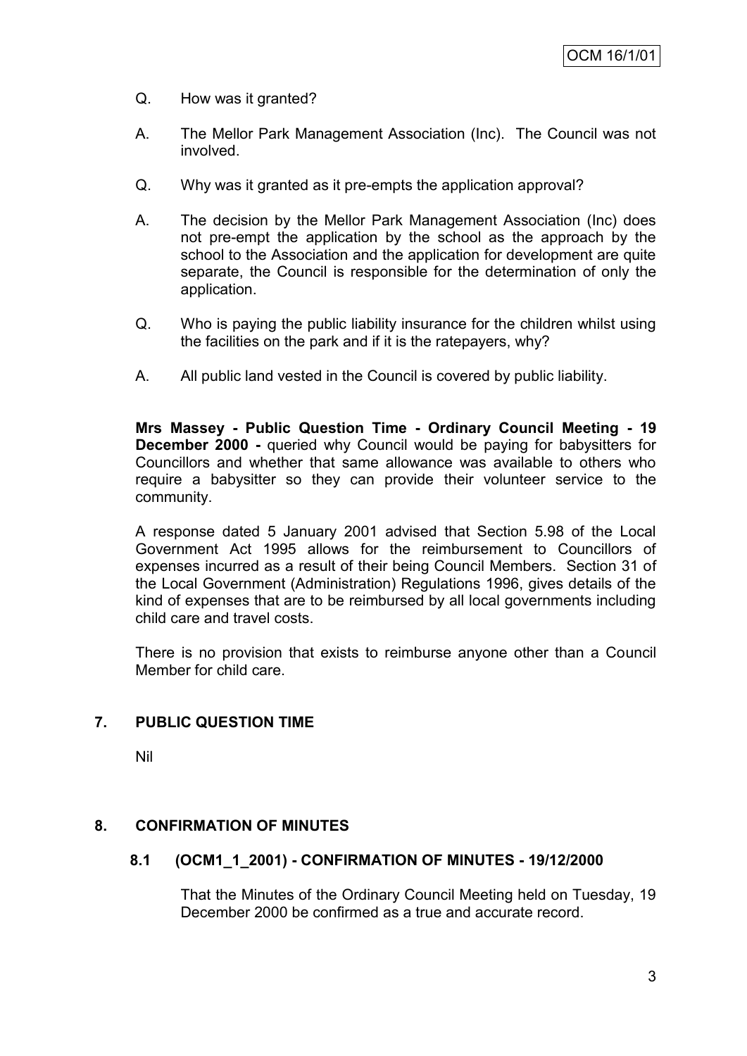Q. How was it granted?

A. The Mellor Park Management Association (Inc). The Council was not involved.

Q. Why was it granted as it pre-empts the application approval?

A. The decision by the Mellor Park Management Association (Inc) does not pre-empt the application by the school as the approach by the school to the Association and the application for development are quite separate, the Council is responsible for the determination of only the application.

Q. Who is paying the public liability insurance for the children whilst using the facilities on the park and if it is the ratepayers, why?

A. All public land vested in the Council is covered by public liability.

**Mrs Massey - Public Question Time - Ordinary Council Meeting - 19 December 2000 -** queried why Council would be paying for babysitters for Councillors and whether that same allowance was available to others who require a babysitter so they can provide their volunteer service to the community.

A response dated 5 January 2001 advised that Section 5.98 of the Local Government Act 1995 allows for the reimbursement to Councillors of expenses incurred as a result of their being Council Members. Section 31 of the Local Government (Administration) Regulations 1996, gives details of the kind of expenses that are to be reimbursed by all local governments including child care and travel costs.

There is no provision that exists to reimburse anyone other than a Council Member for child care.

## 7. PUBLIC QUESTION TIME

Nil

## 8. CONFIRMATION OF MINUTES

### 8.1 (OCM1_1_2001) - CONFIRMATION OF MINUTES - 19/12/2000

That the Minutes of the Ordinary Council Meeting held on Tuesday, 19 December 2000 be confirmed as a true and accurate record.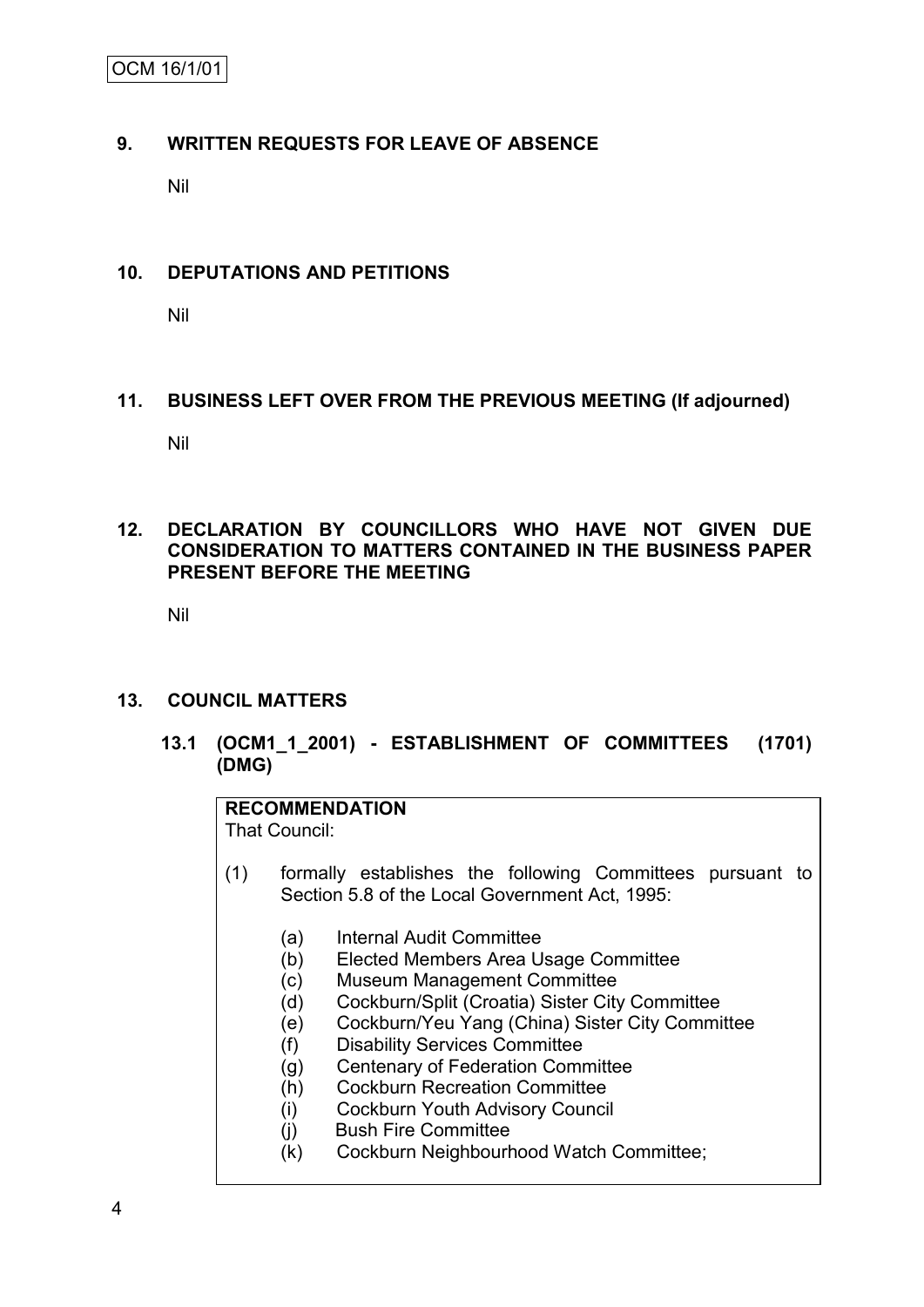## 9. WRITTEN REQUESTS FOR LEAVE OF ABSENCE

Nil

## 10. DEPUTATIONS AND PETITIONS

Nil

## 11. BUSINESS LEFT OVER FROM THE PREVIOUS MEETING (If adjourned)

Nil

## 12. DECLARATION BY COUNCILLORS WHO HAVE NOT GIVEN DUE CONSIDERATION TO MATTERS CONTAINED IN THE BUSINESS PAPER PRESENT BEFORE THE MEETING

Nil

## 13. COUNCIL MATTERS

### 13.1 (OCM1_1_2001) - ESTABLISHMENT OF COMMITTEES (1701) (DMG)

**RECOMMENDATION**
That Council:

(1) formally establishes the following Committees pursuant to Section 5.8 of the Local Government Act, 1995:

- (a) Internal Audit Committee
- (b) Elected Members Area Usage Committee
- (c) Museum Management Committee
- (d) Cockburn/Split (Croatia) Sister City Committee
- (e) Cockburn/Yeu Yang (China) Sister City Committee
- (f) Disability Services Committee
- (g) Centenary of Federation Committee
- (h) Cockburn Recreation Committee
- (i) Cockburn Youth Advisory Council
- (j) Bush Fire Committee
- (k) Cockburn Neighbourhood Watch Committee;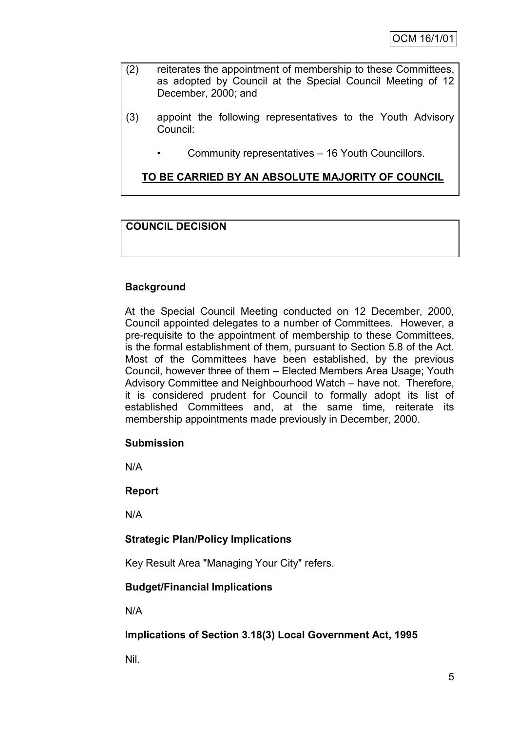(2) reiterates the appointment of membership to these Committees, as adopted by Council at the Special Council Meeting of 12 December, 2000; and

(3) appoint the following representatives to the Youth Advisory Council:

- Community representatives – 16 Youth Councillors.

**TO BE CARRIED BY AN ABSOLUTE MAJORITY OF COUNCIL**

**COUNCIL DECISION**

**Background**

At the Special Council Meeting conducted on 12 December, 2000, Council appointed delegates to a number of Committees. However, a pre-requisite to the appointment of membership to these Committees, is the formal establishment of them, pursuant to Section 5.8 of the Act. Most of the Committees have been established, by the previous Council, however three of them – Elected Members Area Usage; Youth Advisory Committee and Neighbourhood Watch – have not. Therefore, it is considered prudent for Council to formally adopt its list of established Committees and, at the same time, reiterate its membership appointments made previously in December, 2000.

**Submission**

N/A

**Report**

N/A

**Strategic Plan/Policy Implications**

Key Result Area "Managing Your City" refers.

**Budget/Financial Implications**

N/A

**Implications of Section 3.18(3) Local Government Act, 1995**

Nil.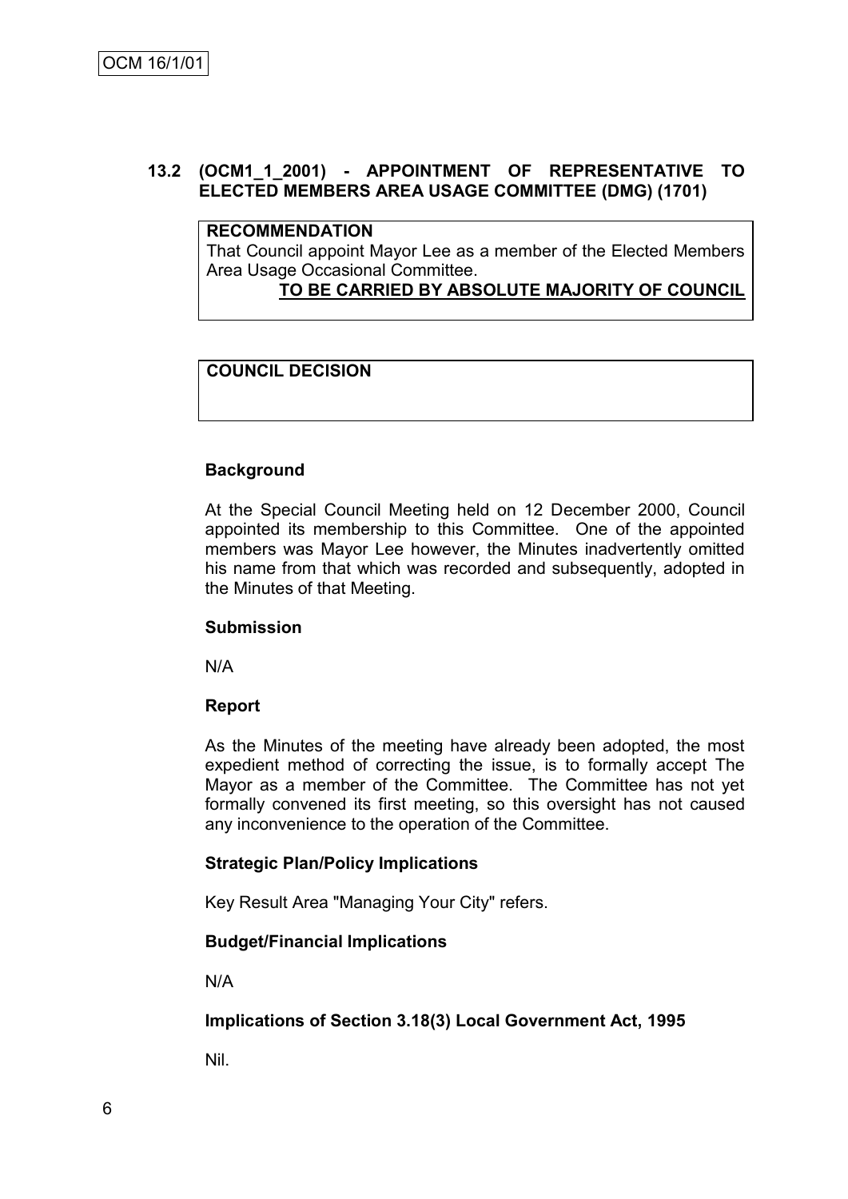## 13.2 (OCM1_1_2001) - APPOINTMENT OF REPRESENTATIVE TO ELECTED MEMBERS AREA USAGE COMMITTEE (DMG) (1701)

| RECOMMENDATION |
| --- |
| That Council appoint Mayor Lee as a member of the Elected Members Area Usage Occasional Committee. |
| **TO BE CARRIED BY ABSOLUTE MAJORITY OF COUNCIL** |

| COUNCIL DECISION |
| --- |
| |

### Background

At the Special Council Meeting held on 12 December 2000, Council appointed its membership to this Committee. One of the appointed members was Mayor Lee however, the Minutes inadvertently omitted his name from that which was recorded and subsequently, adopted in the Minutes of that Meeting.

### Submission

N/A

### Report

As the Minutes of the meeting have already been adopted, the most expedient method of correcting the issue, is to formally accept The Mayor as a member of the Committee. The Committee has not yet formally convened its first meeting, so this oversight has not caused any inconvenience to the operation of the Committee.

### Strategic Plan/Policy Implications

Key Result Area "Managing Your City" refers.

### Budget/Financial Implications

N/A

### Implications of Section 3.18(3) Local Government Act, 1995

Nil.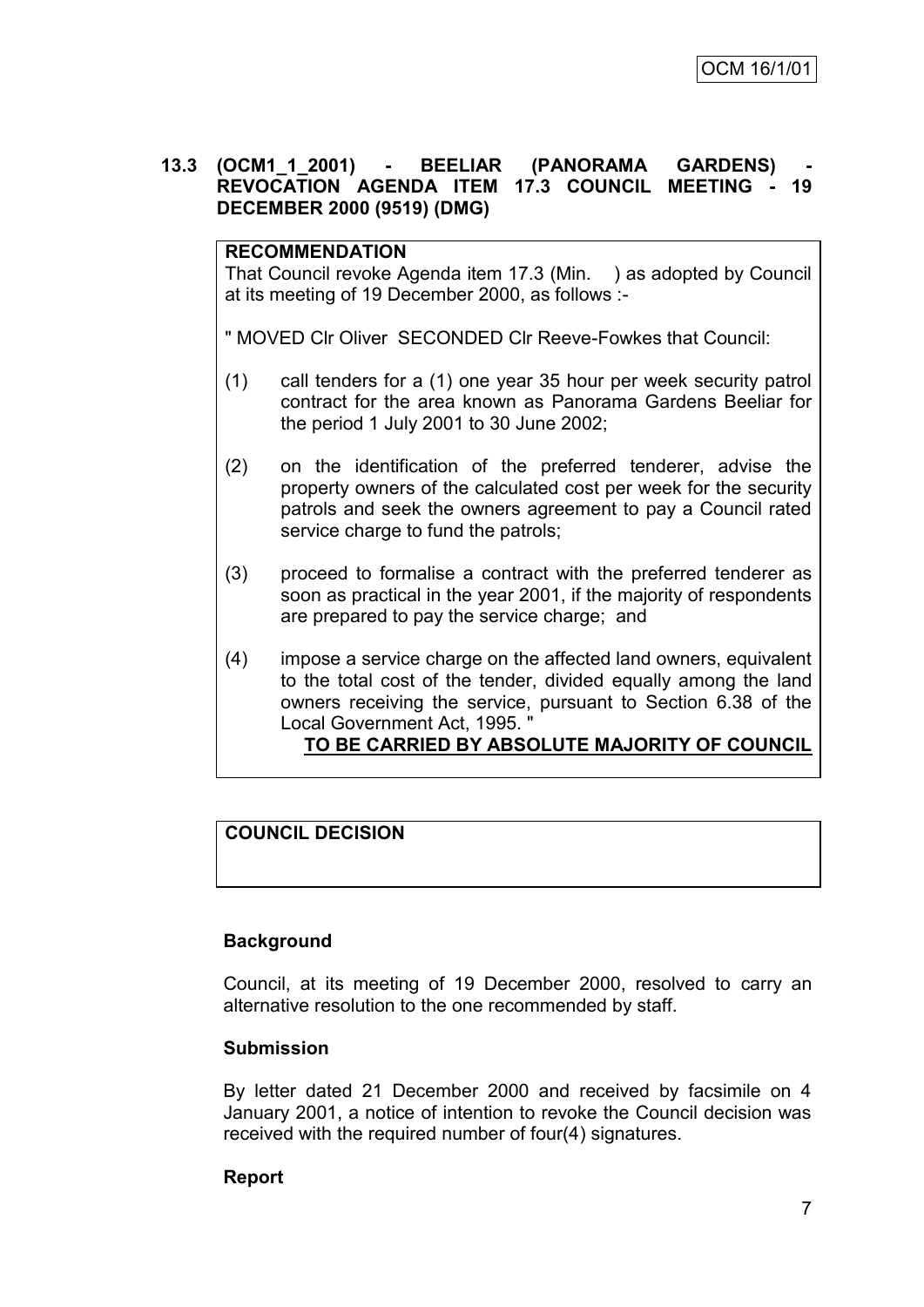## 13.3 (OCM1_1_2001) - BEELIAR (PANORAMA GARDENS) - REVOCATION AGENDA ITEM 17.3 COUNCIL MEETING - 19 DECEMBER 2000 (9519) (DMG)

**RECOMMENDATION**

That Council revoke Agenda item 17.3 (Min. ) as adopted by Council at its meeting of 19 December 2000, as follows :-

" MOVED Clr Oliver SECONDED Clr Reeve-Fowkes that Council:

(1) call tenders for a (1) one year 35 hour per week security patrol contract for the area known as Panorama Gardens Beeliar for the period 1 July 2001 to 30 June 2002;

(2) on the identification of the preferred tenderer, advise the property owners of the calculated cost per week for the security patrols and seek the owners agreement to pay a Council rated service charge to fund the patrols;

(3) proceed to formalise a contract with the preferred tenderer as soon as practical in the year 2001, if the majority of respondents are prepared to pay the service charge; and

(4) impose a service charge on the affected land owners, equivalent to the total cost of the tender, divided equally among the land owners receiving the service, pursuant to Section 6.38 of the Local Government Act, 1995. "

**TO BE CARRIED BY ABSOLUTE MAJORITY OF COUNCIL**

**COUNCIL DECISION**

### Background

Council, at its meeting of 19 December 2000, resolved to carry an alternative resolution to the one recommended by staff.

### Submission

By letter dated 21 December 2000 and received by facsimile on 4 January 2001, a notice of intention to revoke the Council decision was received with the required number of four(4) signatures.

### Report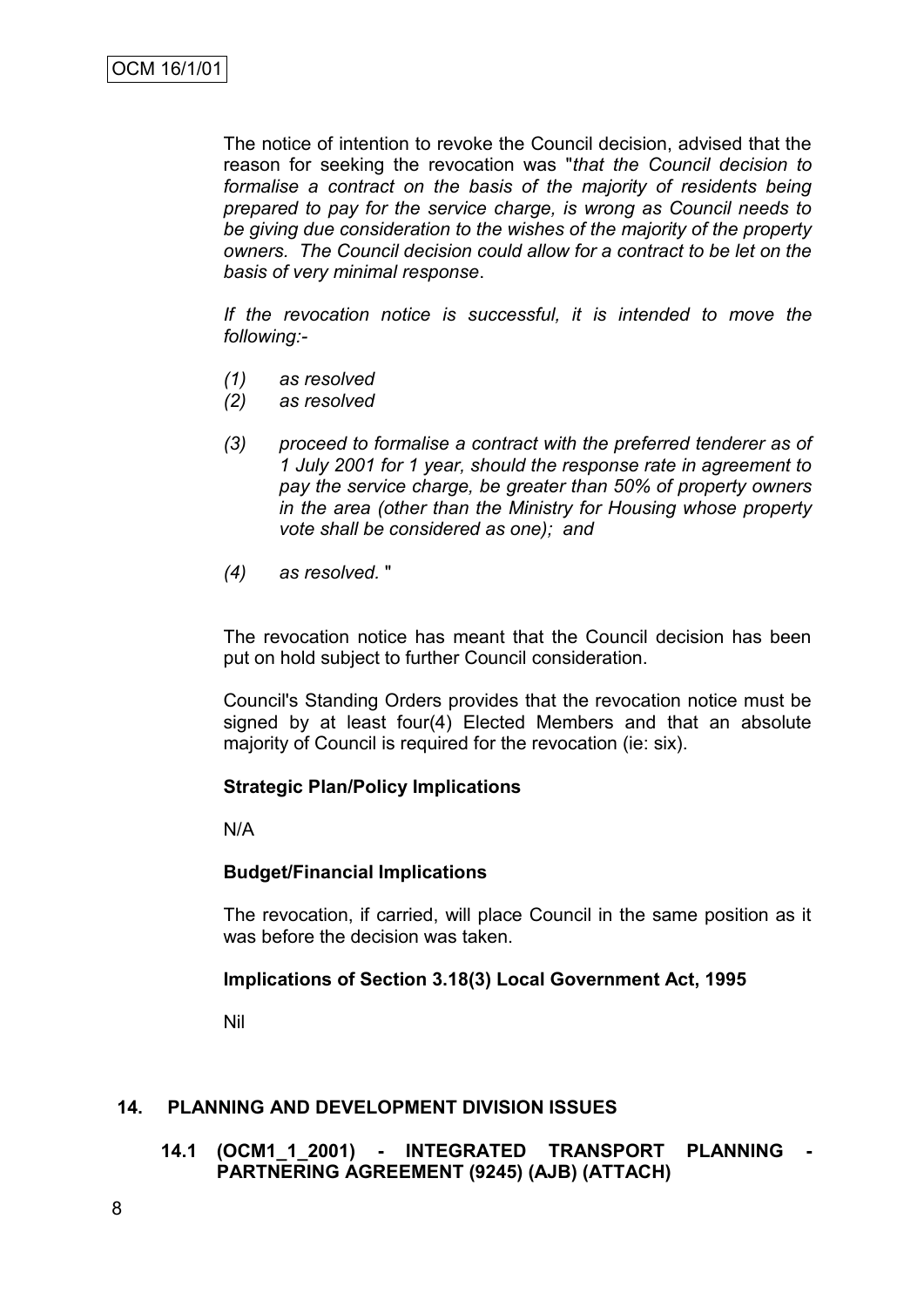The notice of intention to revoke the Council decision, advised that the reason for seeking the revocation was "*that the Council decision to formalise a contract on the basis of the majority of residents being prepared to pay for the service charge, is wrong as Council needs to be giving due consideration to the wishes of the majority of the property owners. The Council decision could allow for a contract to be let on the basis of very minimal response*.

*If the revocation notice is successful, it is intended to move the following:-*

*(1) as resolved*
*(2) as resolved*

*(3) proceed to formalise a contract with the preferred tenderer as of 1 July 2001 for 1 year, should the response rate in agreement to pay the service charge, be greater than 50% of property owners in the area (other than the Ministry for Housing whose property vote shall be considered as one); and*

*(4) as resolved.* "

The revocation notice has meant that the Council decision has been put on hold subject to further Council consideration.

Council's Standing Orders provides that the revocation notice must be signed by at least four(4) Elected Members and that an absolute majority of Council is required for the revocation (ie: six).

**Strategic Plan/Policy Implications**

N/A

**Budget/Financial Implications**

The revocation, if carried, will place Council in the same position as it was before the decision was taken.

**Implications of Section 3.18(3) Local Government Act, 1995**

Nil

## 14. PLANNING AND DEVELOPMENT DIVISION ISSUES

### 14.1 (OCM1_1_2001) - INTEGRATED TRANSPORT PLANNING - PARTNERING AGREEMENT (9245) (AJB) (ATTACH)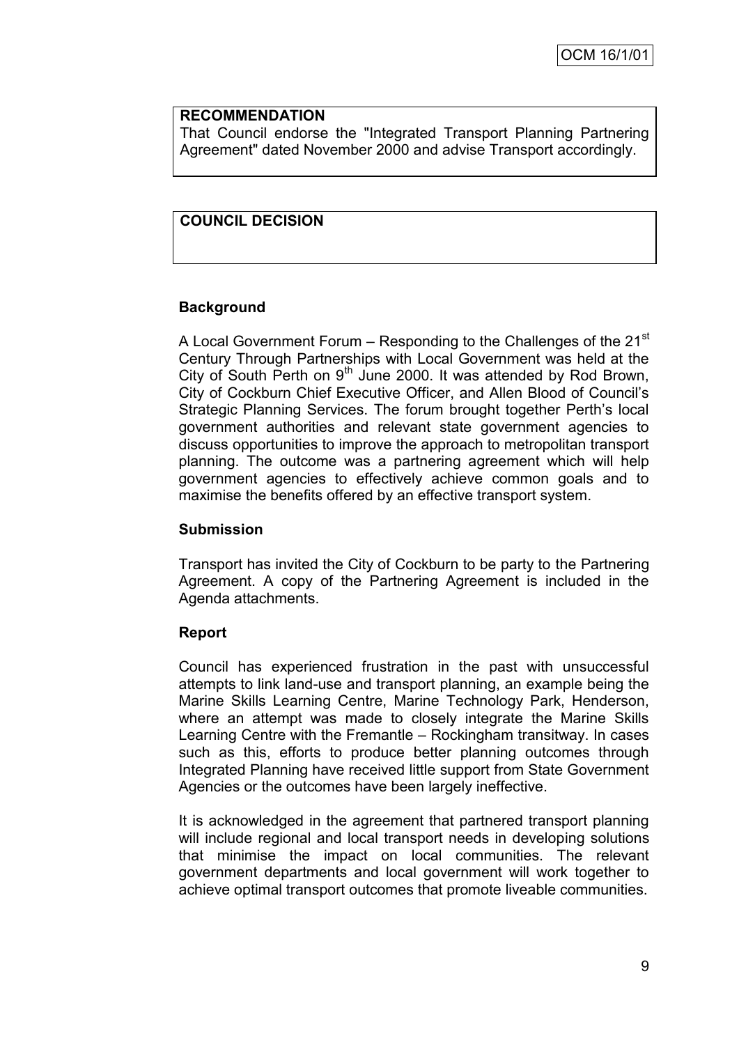**RECOMMENDATION**

That Council endorse the "Integrated Transport Planning Partnering Agreement" dated November 2000 and advise Transport accordingly.

**COUNCIL DECISION**

**Background**

A Local Government Forum – Responding to the Challenges of the 21st Century Through Partnerships with Local Government was held at the City of South Perth on 9th June 2000. It was attended by Rod Brown, City of Cockburn Chief Executive Officer, and Allen Blood of Council's Strategic Planning Services. The forum brought together Perth's local government authorities and relevant state government agencies to discuss opportunities to improve the approach to metropolitan transport planning. The outcome was a partnering agreement which will help government agencies to effectively achieve common goals and to maximise the benefits offered by an effective transport system.

**Submission**

Transport has invited the City of Cockburn to be party to the Partnering Agreement. A copy of the Partnering Agreement is included in the Agenda attachments.

**Report**

Council has experienced frustration in the past with unsuccessful attempts to link land-use and transport planning, an example being the Marine Skills Learning Centre, Marine Technology Park, Henderson, where an attempt was made to closely integrate the Marine Skills Learning Centre with the Fremantle – Rockingham transitway. In cases such as this, efforts to produce better planning outcomes through Integrated Planning have received little support from State Government Agencies or the outcomes have been largely ineffective.

It is acknowledged in the agreement that partnered transport planning will include regional and local transport needs in developing solutions that minimise the impact on local communities. The relevant government departments and local government will work together to achieve optimal transport outcomes that promote liveable communities.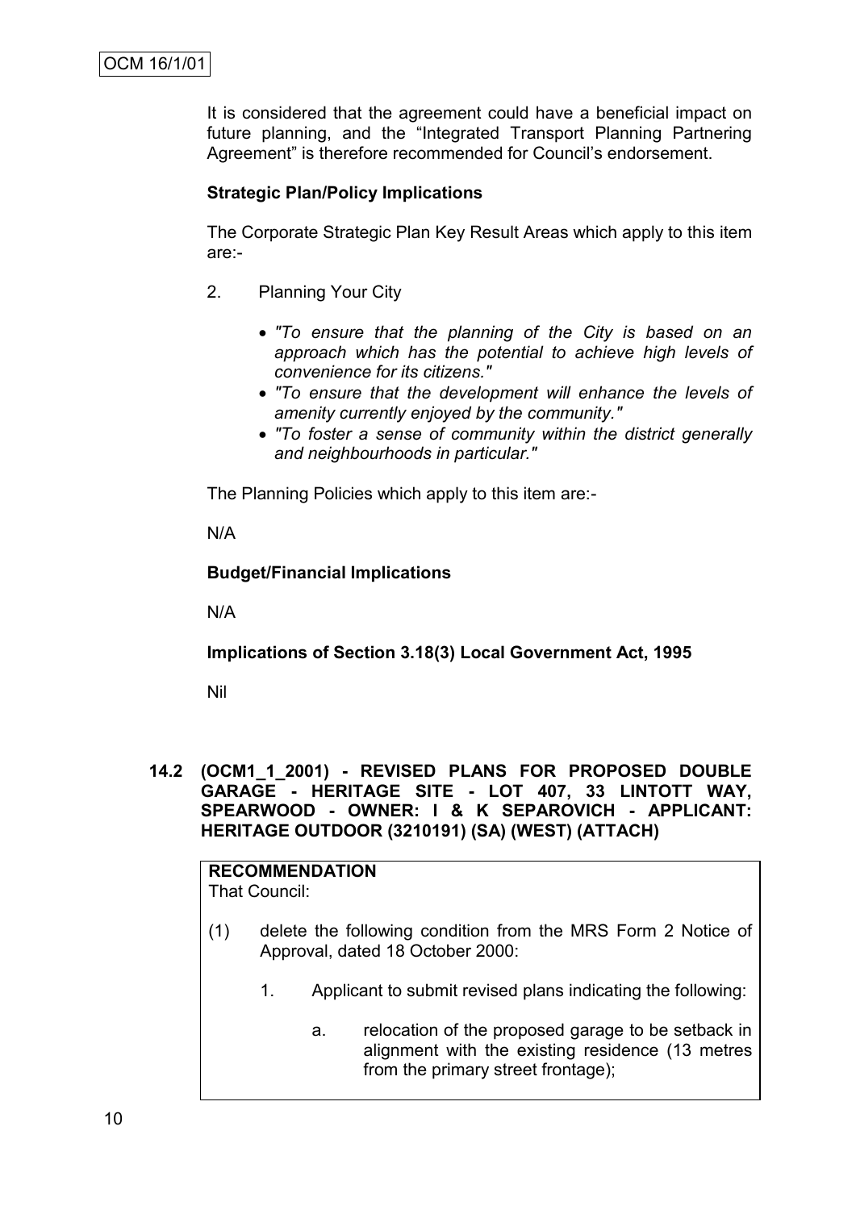It is considered that the agreement could have a beneficial impact on future planning, and the "Integrated Transport Planning Partnering Agreement" is therefore recommended for Council's endorsement.

**Strategic Plan/Policy Implications**

The Corporate Strategic Plan Key Result Areas which apply to this item are:-

2. Planning Your City

   - *"To ensure that the planning of the City is based on an approach which has the potential to achieve high levels of convenience for its citizens."*
   - *"To ensure that the development will enhance the levels of amenity currently enjoyed by the community."*
   - *"To foster a sense of community within the district generally and neighbourhoods in particular."*

The Planning Policies which apply to this item are:-

N/A

**Budget/Financial Implications**

N/A

**Implications of Section 3.18(3) Local Government Act, 1995**

Nil

### 14.2 (OCM1_1_2001) - REVISED PLANS FOR PROPOSED DOUBLE GARAGE - HERITAGE SITE - LOT 407, 33 LINTOTT WAY, SPEARWOOD - OWNER: I & K SEPAROVICH - APPLICANT: HERITAGE OUTDOOR (3210191) (SA) (WEST) (ATTACH)

**RECOMMENDATION**
That Council:

(1) delete the following condition from the MRS Form 2 Notice of Approval, dated 18 October 2000:

   1. Applicant to submit revised plans indicating the following:

      a. relocation of the proposed garage to be setback in alignment with the existing residence (13 metres from the primary street frontage);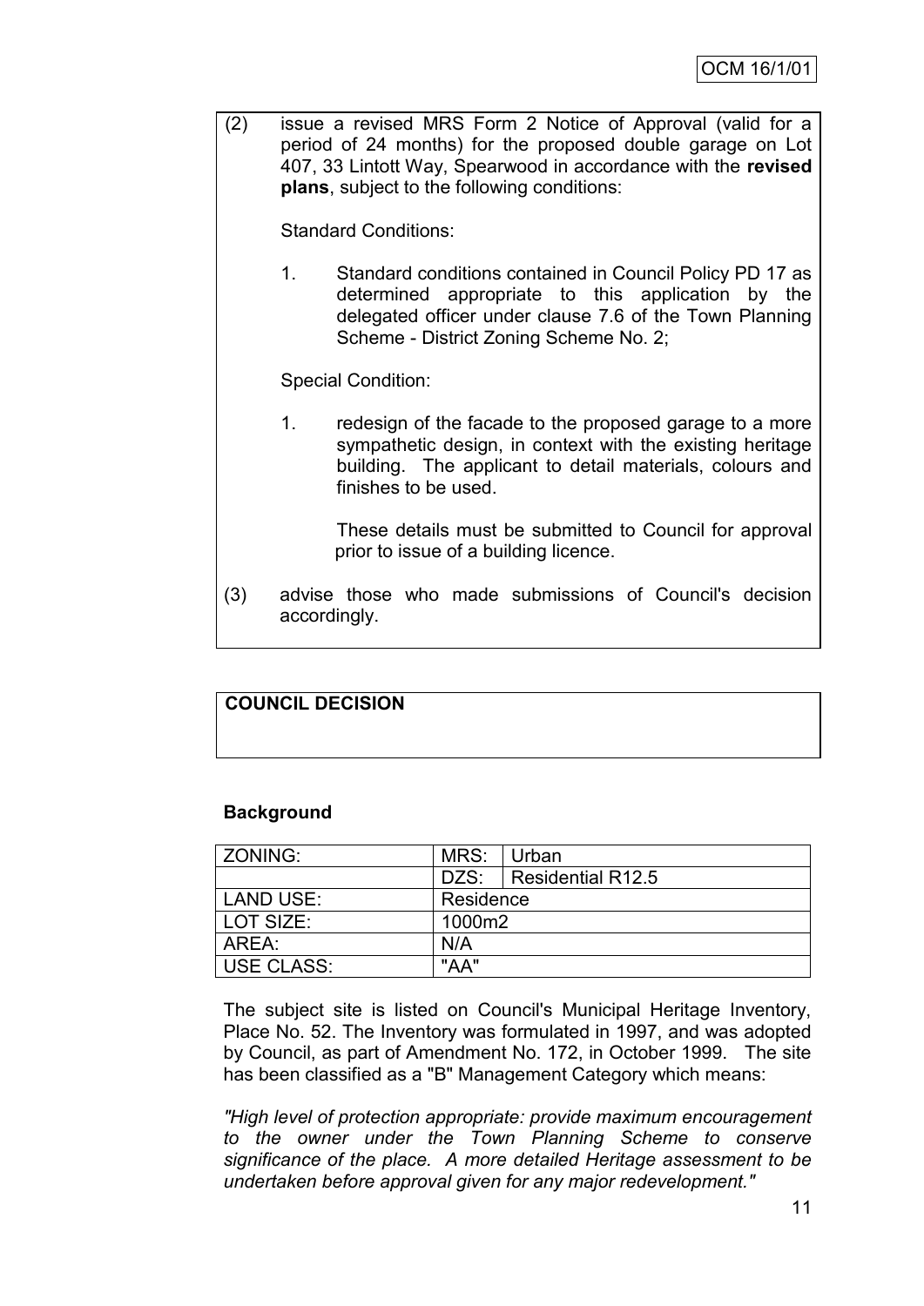(2) issue a revised MRS Form 2 Notice of Approval (valid for a period of 24 months) for the proposed double garage on Lot 407, 33 Lintott Way, Spearwood in accordance with the **revised plans**, subject to the following conditions:

Standard Conditions:

1. Standard conditions contained in Council Policy PD 17 as determined appropriate to this application by the delegated officer under clause 7.6 of the Town Planning Scheme - District Zoning Scheme No. 2;

Special Condition:

1. redesign of the facade to the proposed garage to a more sympathetic design, in context with the existing heritage building. The applicant to detail materials, colours and finishes to be used.

   These details must be submitted to Council for approval prior to issue of a building licence.

(3) advise those who made submissions of Council's decision accordingly.

**COUNCIL DECISION**

**Background**

| | | |
|---|---|---|
| ZONING: | MRS: | Urban |
| | DZS: | Residential R12.5 |
| LAND USE: | Residence | |
| LOT SIZE: | 1000m2 | |
| AREA: | N/A | |
| USE CLASS: | "AA" | |

The subject site is listed on Council's Municipal Heritage Inventory, Place No. 52. The Inventory was formulated in 1997, and was adopted by Council, as part of Amendment No. 172, in October 1999. The site has been classified as a "B" Management Category which means:

*"High level of protection appropriate: provide maximum encouragement to the owner under the Town Planning Scheme to conserve significance of the place. A more detailed Heritage assessment to be undertaken before approval given for any major redevelopment."*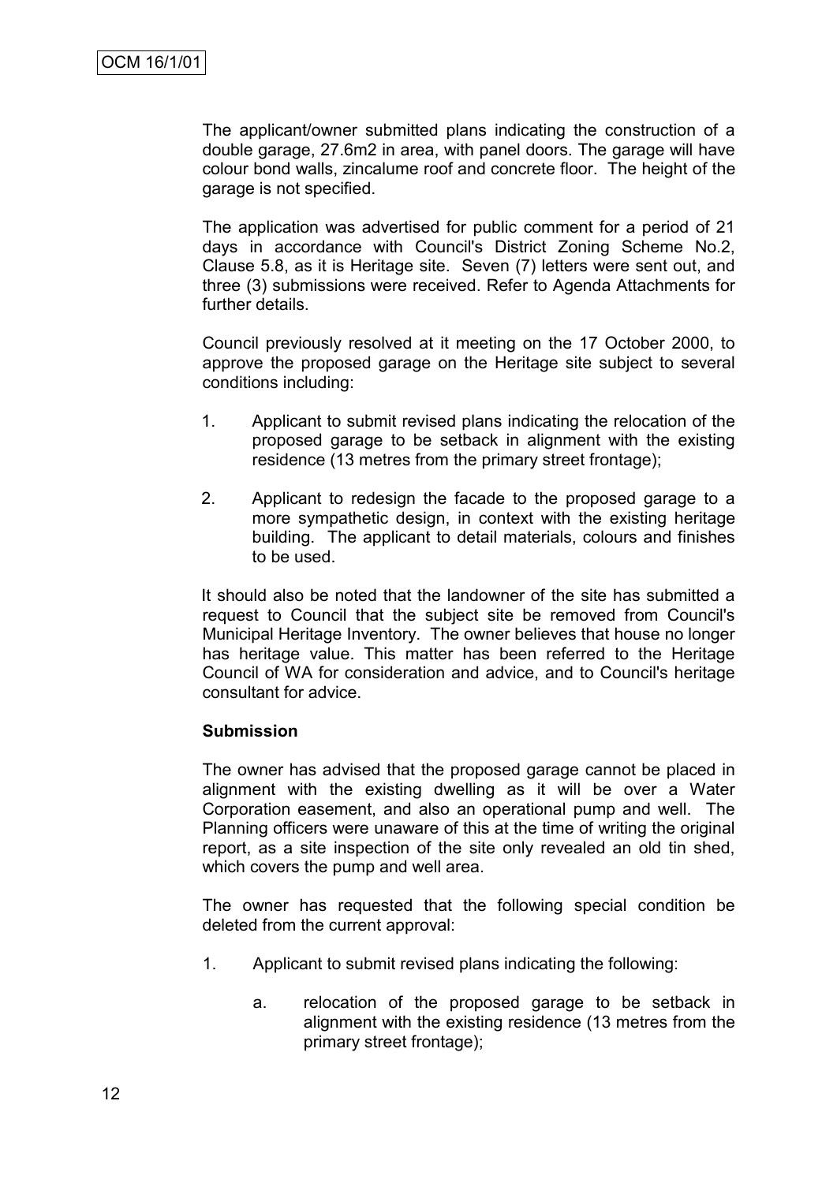The applicant/owner submitted plans indicating the construction of a double garage, 27.6m2 in area, with panel doors. The garage will have colour bond walls, zincalume roof and concrete floor. The height of the garage is not specified.

The application was advertised for public comment for a period of 21 days in accordance with Council's District Zoning Scheme No.2, Clause 5.8, as it is Heritage site. Seven (7) letters were sent out, and three (3) submissions were received. Refer to Agenda Attachments for further details.

Council previously resolved at it meeting on the 17 October 2000, to approve the proposed garage on the Heritage site subject to several conditions including:

1. Applicant to submit revised plans indicating the relocation of the proposed garage to be setback in alignment with the existing residence (13 metres from the primary street frontage);

2. Applicant to redesign the facade to the proposed garage to a more sympathetic design, in context with the existing heritage building. The applicant to detail materials, colours and finishes to be used.

It should also be noted that the landowner of the site has submitted a request to Council that the subject site be removed from Council's Municipal Heritage Inventory. The owner believes that house no longer has heritage value. This matter has been referred to the Heritage Council of WA for consideration and advice, and to Council's heritage consultant for advice.

**Submission**

The owner has advised that the proposed garage cannot be placed in alignment with the existing dwelling as it will be over a Water Corporation easement, and also an operational pump and well. The Planning officers were unaware of this at the time of writing the original report, as a site inspection of the site only revealed an old tin shed, which covers the pump and well area.

The owner has requested that the following special condition be deleted from the current approval:

1. Applicant to submit revised plans indicating the following:

   a. relocation of the proposed garage to be setback in alignment with the existing residence (13 metres from the primary street frontage);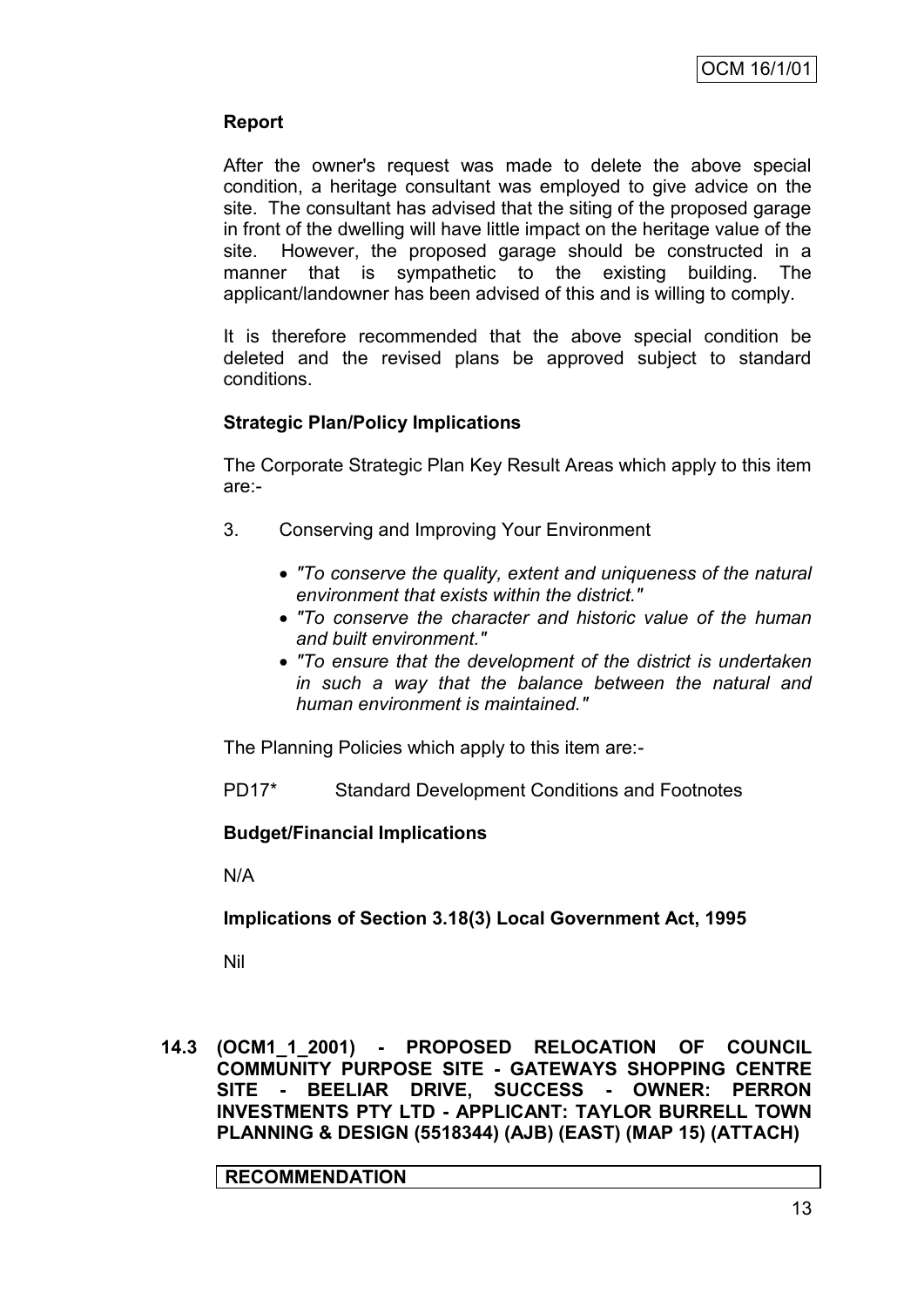**Report**

After the owner's request was made to delete the above special condition, a heritage consultant was employed to give advice on the site. The consultant has advised that the siting of the proposed garage in front of the dwelling will have little impact on the heritage value of the site. However, the proposed garage should be constructed in a manner that is sympathetic to the existing building. The applicant/landowner has been advised of this and is willing to comply.

It is therefore recommended that the above special condition be deleted and the revised plans be approved subject to standard conditions.

**Strategic Plan/Policy Implications**

The Corporate Strategic Plan Key Result Areas which apply to this item are:-

3. Conserving and Improving Your Environment

   - *"To conserve the quality, extent and uniqueness of the natural environment that exists within the district."*
   - *"To conserve the character and historic value of the human and built environment."*
   - *"To ensure that the development of the district is undertaken in such a way that the balance between the natural and human environment is maintained."*

The Planning Policies which apply to this item are:-

PD17* Standard Development Conditions and Footnotes

**Budget/Financial Implications**

N/A

**Implications of Section 3.18(3) Local Government Act, 1995**

Nil

## 14.3 (OCM1_1_2001) - PROPOSED RELOCATION OF COUNCIL COMMUNITY PURPOSE SITE - GATEWAYS SHOPPING CENTRE SITE - BEELIAR DRIVE, SUCCESS - OWNER: PERRON INVESTMENTS PTY LTD - APPLICANT: TAYLOR BURRELL TOWN PLANNING & DESIGN (5518344) (AJB) (EAST) (MAP 15) (ATTACH)

**RECOMMENDATION**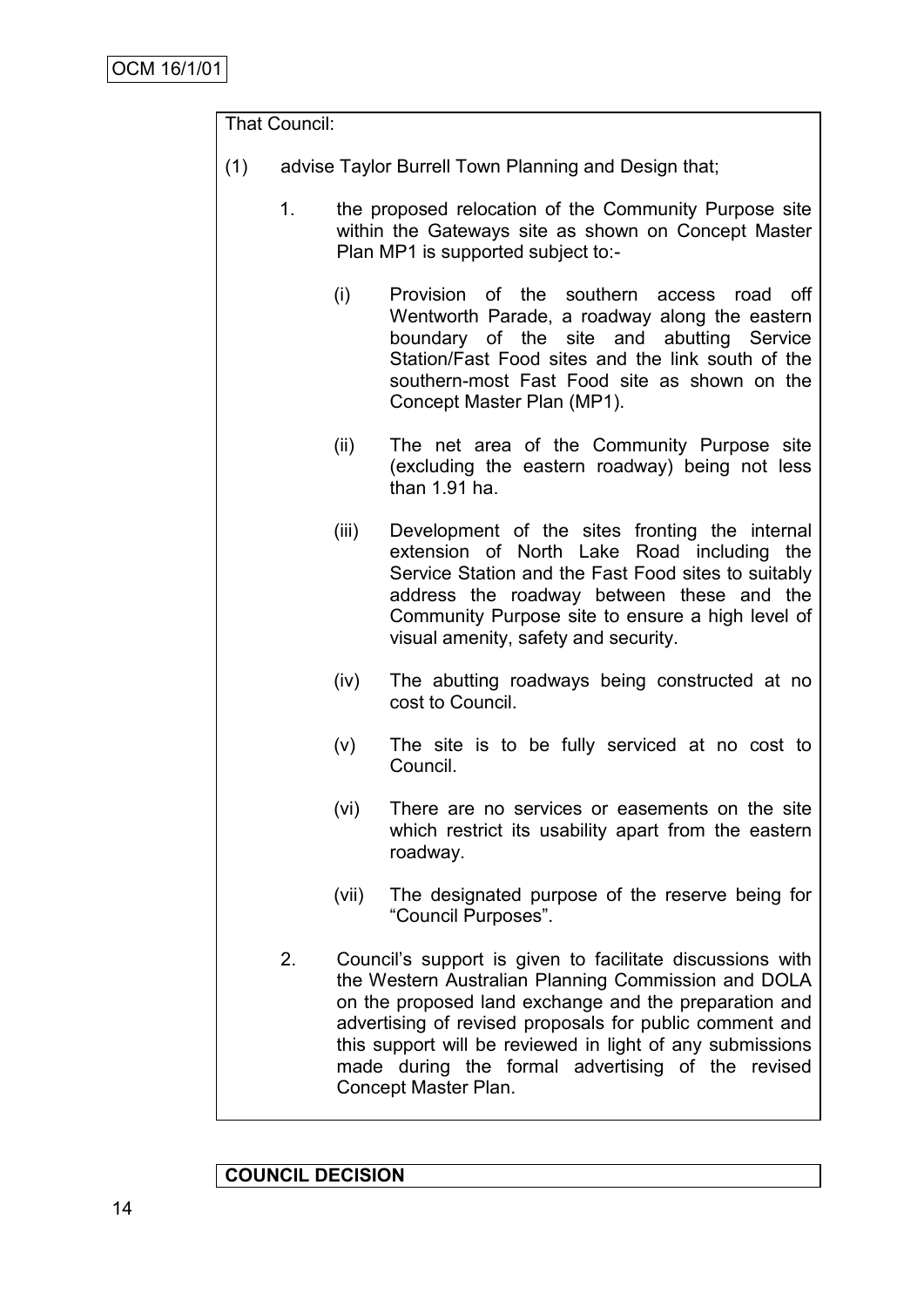That Council:

(1) advise Taylor Burrell Town Planning and Design that;

1. the proposed relocation of the Community Purpose site within the Gateways site as shown on Concept Master Plan MP1 is supported subject to:-

    (i) Provision of the southern access road off Wentworth Parade, a roadway along the eastern boundary of the site and abutting Service Station/Fast Food sites and the link south of the southern-most Fast Food site as shown on the Concept Master Plan (MP1).

    (ii) The net area of the Community Purpose site (excluding the eastern roadway) being not less than 1.91 ha.

    (iii) Development of the sites fronting the internal extension of North Lake Road including the Service Station and the Fast Food sites to suitably address the roadway between these and the Community Purpose site to ensure a high level of visual amenity, safety and security.

    (iv) The abutting roadways being constructed at no cost to Council.

    (v) The site is to be fully serviced at no cost to Council.

    (vi) There are no services or easements on the site which restrict its usability apart from the eastern roadway.

    (vii) The designated purpose of the reserve being for "Council Purposes".

2. Council's support is given to facilitate discussions with the Western Australian Planning Commission and DOLA on the proposed land exchange and the preparation and advertising of revised proposals for public comment and this support will be reviewed in light of any submissions made during the formal advertising of the revised Concept Master Plan.

**COUNCIL DECISION**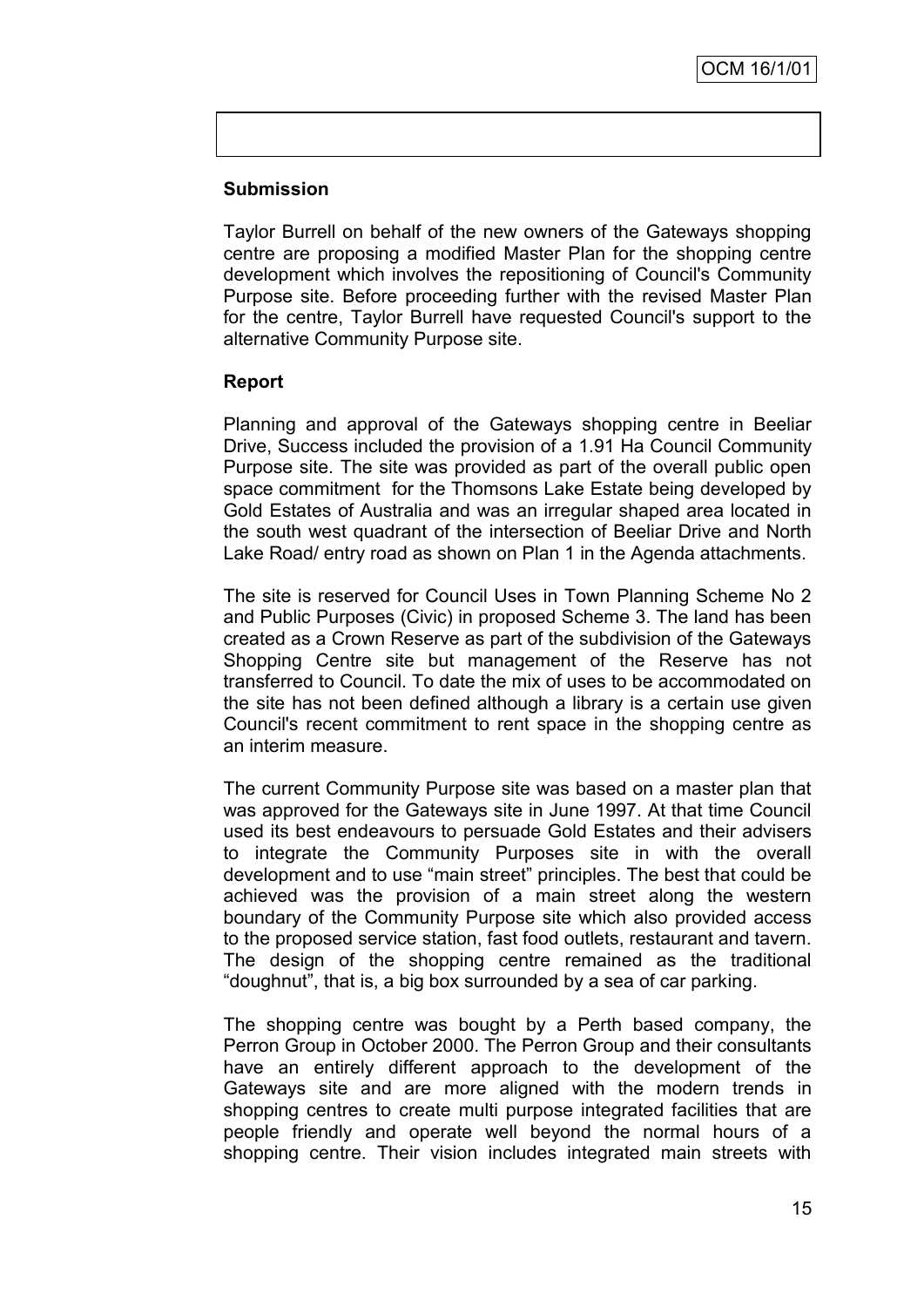### Submission

Taylor Burrell on behalf of the new owners of the Gateways shopping centre are proposing a modified Master Plan for the shopping centre development which involves the repositioning of Council's Community Purpose site. Before proceeding further with the revised Master Plan for the centre, Taylor Burrell have requested Council's support to the alternative Community Purpose site.

### Report

Planning and approval of the Gateways shopping centre in Beeliar Drive, Success included the provision of a 1.91 Ha Council Community Purpose site. The site was provided as part of the overall public open space commitment for the Thomsons Lake Estate being developed by Gold Estates of Australia and was an irregular shaped area located in the south west quadrant of the intersection of Beeliar Drive and North Lake Road/ entry road as shown on Plan 1 in the Agenda attachments.

The site is reserved for Council Uses in Town Planning Scheme No 2 and Public Purposes (Civic) in proposed Scheme 3. The land has been created as a Crown Reserve as part of the subdivision of the Gateways Shopping Centre site but management of the Reserve has not transferred to Council. To date the mix of uses to be accommodated on the site has not been defined although a library is a certain use given Council's recent commitment to rent space in the shopping centre as an interim measure.

The current Community Purpose site was based on a master plan that was approved for the Gateways site in June 1997. At that time Council used its best endeavours to persuade Gold Estates and their advisers to integrate the Community Purposes site in with the overall development and to use "main street" principles. The best that could be achieved was the provision of a main street along the western boundary of the Community Purpose site which also provided access to the proposed service station, fast food outlets, restaurant and tavern. The design of the shopping centre remained as the traditional "doughnut", that is, a big box surrounded by a sea of car parking.

The shopping centre was bought by a Perth based company, the Perron Group in October 2000. The Perron Group and their consultants have an entirely different approach to the development of the Gateways site and are more aligned with the modern trends in shopping centres to create multi purpose integrated facilities that are people friendly and operate well beyond the normal hours of a shopping centre. Their vision includes integrated main streets with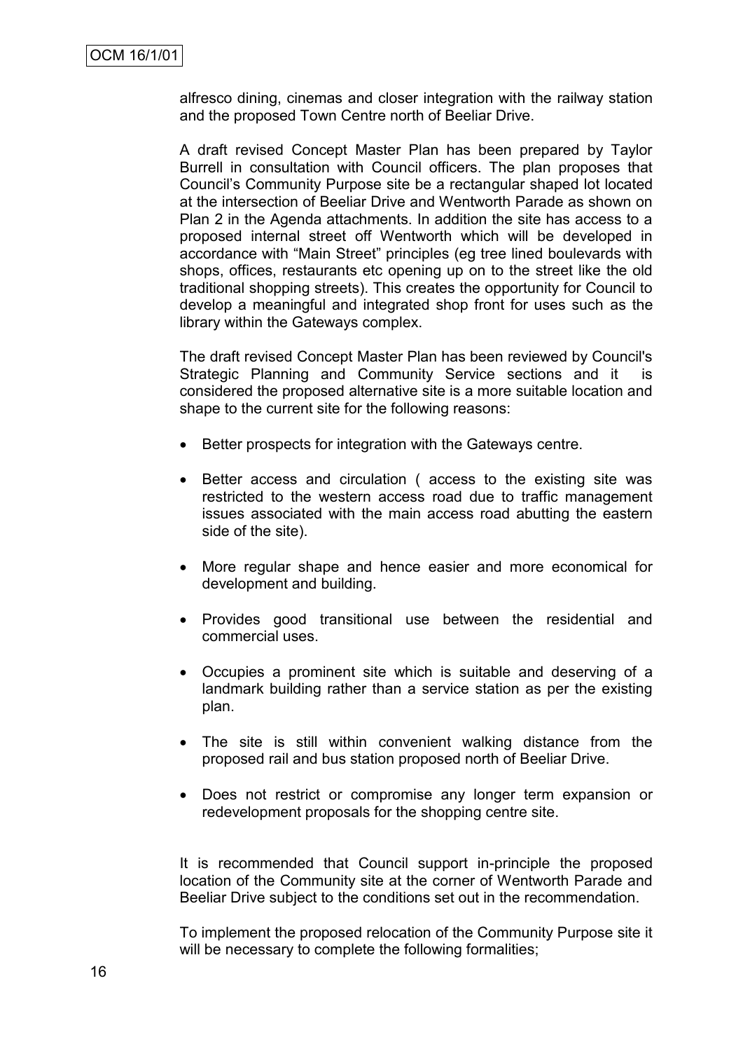alfresco dining, cinemas and closer integration with the railway station and the proposed Town Centre north of Beeliar Drive.

A draft revised Concept Master Plan has been prepared by Taylor Burrell in consultation with Council officers. The plan proposes that Council's Community Purpose site be a rectangular shaped lot located at the intersection of Beeliar Drive and Wentworth Parade as shown on Plan 2 in the Agenda attachments. In addition the site has access to a proposed internal street off Wentworth which will be developed in accordance with "Main Street" principles (eg tree lined boulevards with shops, offices, restaurants etc opening up on to the street like the old traditional shopping streets). This creates the opportunity for Council to develop a meaningful and integrated shop front for uses such as the library within the Gateways complex.

The draft revised Concept Master Plan has been reviewed by Council's Strategic Planning and Community Service sections and it is considered the proposed alternative site is a more suitable location and shape to the current site for the following reasons:

- Better prospects for integration with the Gateways centre.
- Better access and circulation ( access to the existing site was restricted to the western access road due to traffic management issues associated with the main access road abutting the eastern side of the site).
- More regular shape and hence easier and more economical for development and building.
- Provides good transitional use between the residential and commercial uses.
- Occupies a prominent site which is suitable and deserving of a landmark building rather than a service station as per the existing plan.
- The site is still within convenient walking distance from the proposed rail and bus station proposed north of Beeliar Drive.
- Does not restrict or compromise any longer term expansion or redevelopment proposals for the shopping centre site.

It is recommended that Council support in-principle the proposed location of the Community site at the corner of Wentworth Parade and Beeliar Drive subject to the conditions set out in the recommendation.

To implement the proposed relocation of the Community Purpose site it will be necessary to complete the following formalities;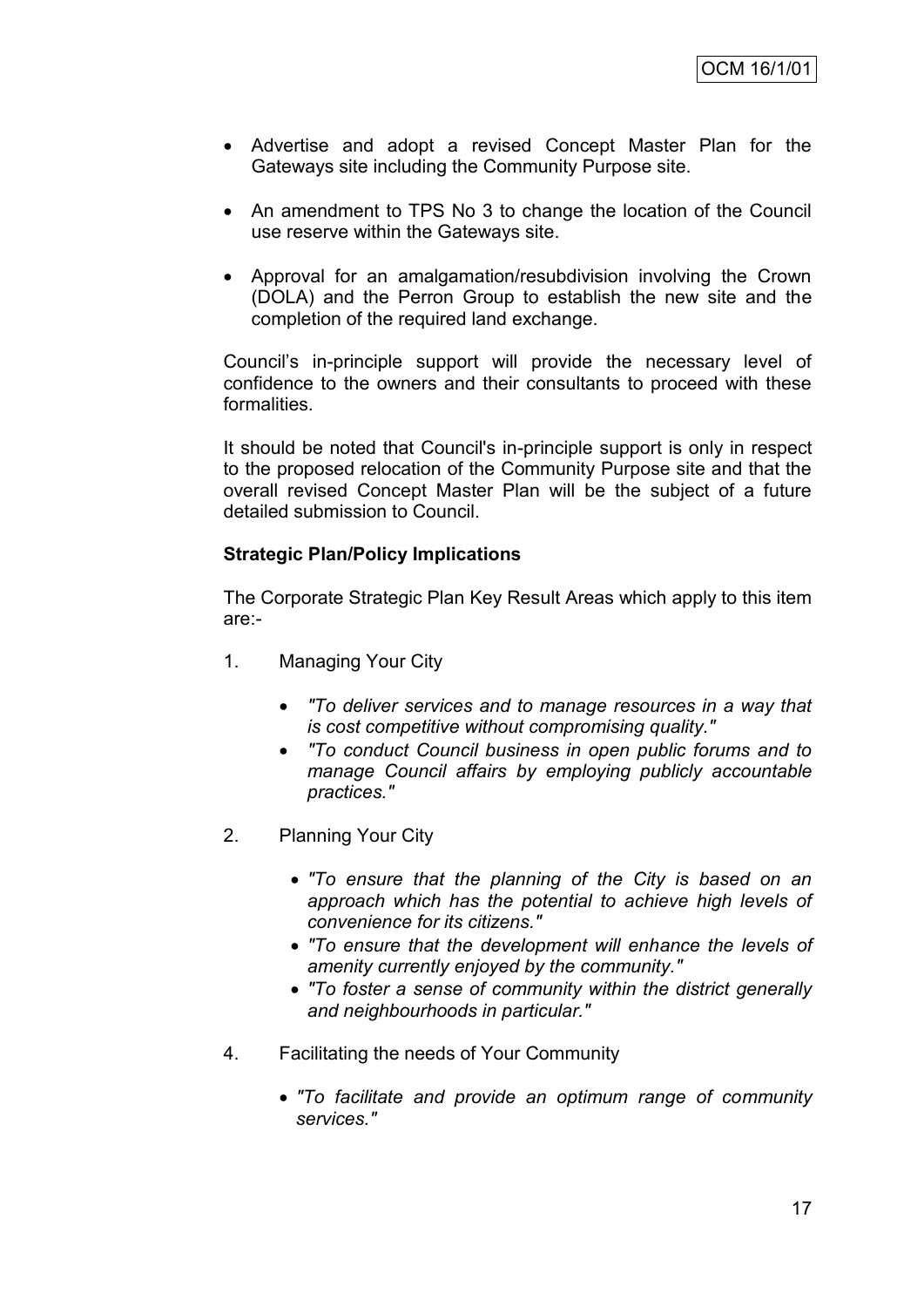- Advertise and adopt a revised Concept Master Plan for the Gateways site including the Community Purpose site.

- An amendment to TPS No 3 to change the location of the Council use reserve within the Gateways site.

- Approval for an amalgamation/resubdivision involving the Crown (DOLA) and the Perron Group to establish the new site and the completion of the required land exchange.

Council's in-principle support will provide the necessary level of confidence to the owners and their consultants to proceed with these formalities.

It should be noted that Council's in-principle support is only in respect to the proposed relocation of the Community Purpose site and that the overall revised Concept Master Plan will be the subject of a future detailed submission to Council.

**Strategic Plan/Policy Implications**

The Corporate Strategic Plan Key Result Areas which apply to this item are:-

1. Managing Your City

   - *"To deliver services and to manage resources in a way that is cost competitive without compromising quality."*
   - *"To conduct Council business in open public forums and to manage Council affairs by employing publicly accountable practices."*

2. Planning Your City

   - *"To ensure that the planning of the City is based on an approach which has the potential to achieve high levels of convenience for its citizens."*
   - *"To ensure that the development will enhance the levels of amenity currently enjoyed by the community."*
   - *"To foster a sense of community within the district generally and neighbourhoods in particular."*

4. Facilitating the needs of Your Community

   - *"To facilitate and provide an optimum range of community services."*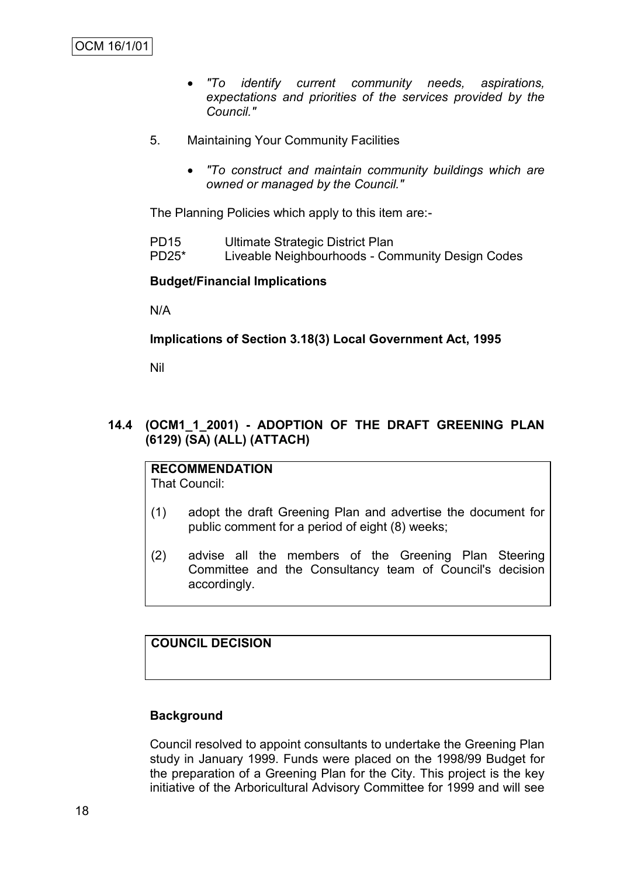- *"To identify current community needs, aspirations, expectations and priorities of the services provided by the Council."*

5. Maintaining Your Community Facilities

   - *"To construct and maintain community buildings which are owned or managed by the Council."*

The Planning Policies which apply to this item are:-

| | |
|---|---|
| PD15 | Ultimate Strategic District Plan |
| PD25* | Liveable Neighbourhoods - Community Design Codes |

**Budget/Financial Implications**

N/A

**Implications of Section 3.18(3) Local Government Act, 1995**

Nil

### 14.4 (OCM1_1_2001) - ADOPTION OF THE DRAFT GREENING PLAN (6129) (SA) (ALL) (ATTACH)

**RECOMMENDATION**
That Council:

(1) adopt the draft Greening Plan and advertise the document for public comment for a period of eight (8) weeks;

(2) advise all the members of the Greening Plan Steering Committee and the Consultancy team of Council's decision accordingly.

**COUNCIL DECISION**

**Background**

Council resolved to appoint consultants to undertake the Greening Plan study in January 1999. Funds were placed on the 1998/99 Budget for the preparation of a Greening Plan for the City. This project is the key initiative of the Arboricultural Advisory Committee for 1999 and will see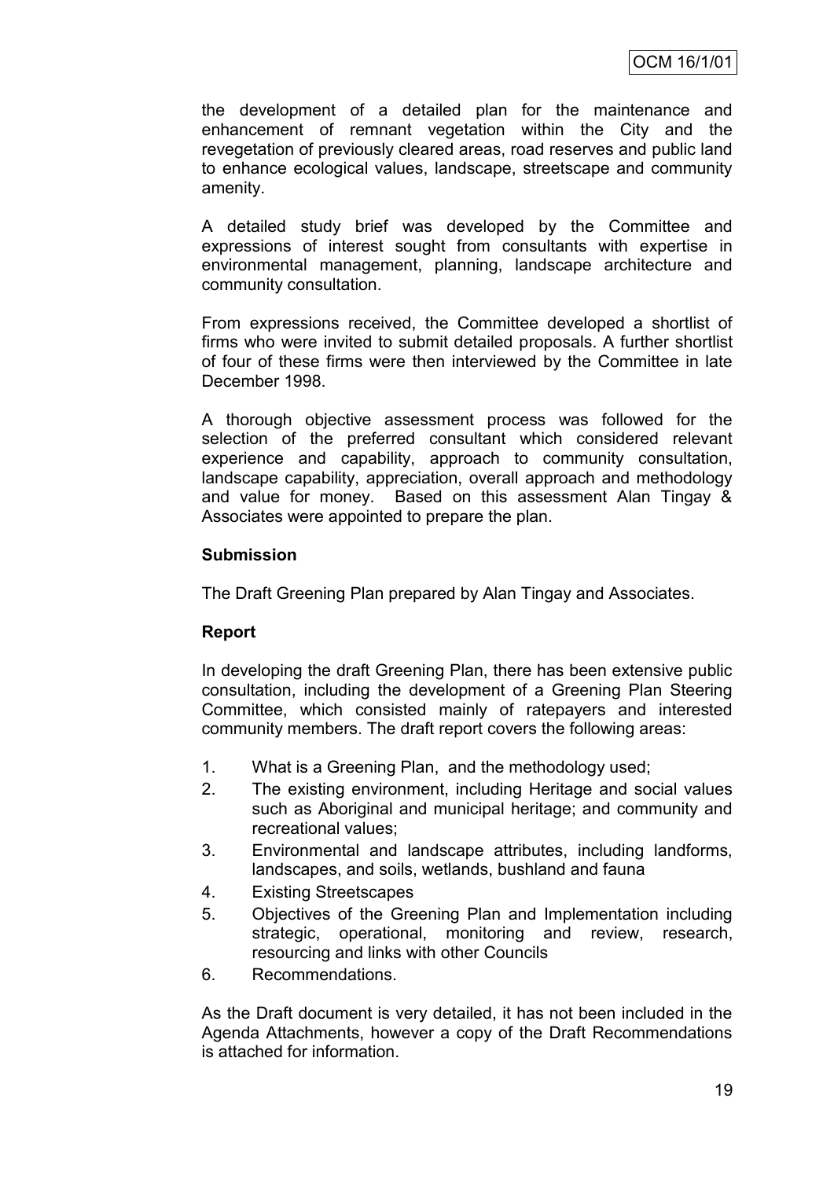the development of a detailed plan for the maintenance and enhancement of remnant vegetation within the City and the revegetation of previously cleared areas, road reserves and public land to enhance ecological values, landscape, streetscape and community amenity.

A detailed study brief was developed by the Committee and expressions of interest sought from consultants with expertise in environmental management, planning, landscape architecture and community consultation.

From expressions received, the Committee developed a shortlist of firms who were invited to submit detailed proposals. A further shortlist of four of these firms were then interviewed by the Committee in late December 1998.

A thorough objective assessment process was followed for the selection of the preferred consultant which considered relevant experience and capability, approach to community consultation, landscape capability, appreciation, overall approach and methodology and value for money. Based on this assessment Alan Tingay & Associates were appointed to prepare the plan.

**Submission**

The Draft Greening Plan prepared by Alan Tingay and Associates.

**Report**

In developing the draft Greening Plan, there has been extensive public consultation, including the development of a Greening Plan Steering Committee, which consisted mainly of ratepayers and interested community members. The draft report covers the following areas:

1. What is a Greening Plan, and the methodology used;
2. The existing environment, including Heritage and social values such as Aboriginal and municipal heritage; and community and recreational values;
3. Environmental and landscape attributes, including landforms, landscapes, and soils, wetlands, bushland and fauna
4. Existing Streetscapes
5. Objectives of the Greening Plan and Implementation including strategic, operational, monitoring and review, research, resourcing and links with other Councils
6. Recommendations.

As the Draft document is very detailed, it has not been included in the Agenda Attachments, however a copy of the Draft Recommendations is attached for information.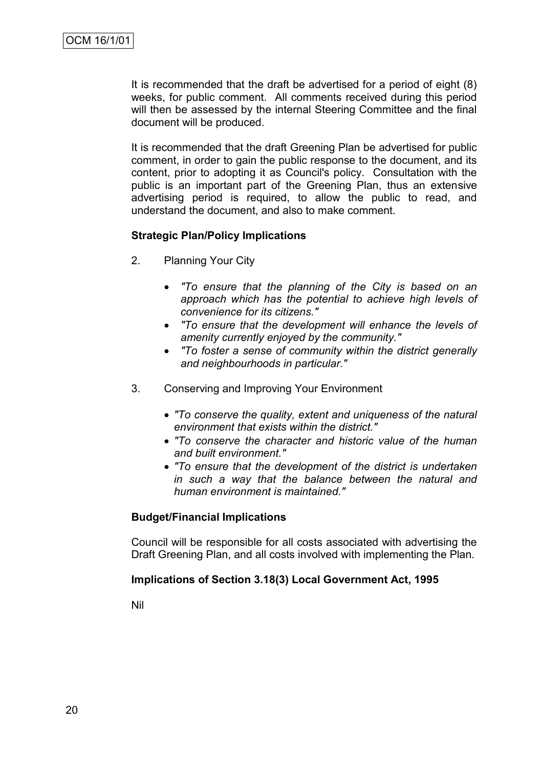It is recommended that the draft be advertised for a period of eight (8) weeks, for public comment. All comments received during this period will then be assessed by the internal Steering Committee and the final document will be produced.

It is recommended that the draft Greening Plan be advertised for public comment, in order to gain the public response to the document, and its content, prior to adopting it as Council's policy. Consultation with the public is an important part of the Greening Plan, thus an extensive advertising period is required, to allow the public to read, and understand the document, and also to make comment.

**Strategic Plan/Policy Implications**

2. Planning Your City

   - *"To ensure that the planning of the City is based on an approach which has the potential to achieve high levels of convenience for its citizens."*
   - *"To ensure that the development will enhance the levels of amenity currently enjoyed by the community."*
   - *"To foster a sense of community within the district generally and neighbourhoods in particular."*

3. Conserving and Improving Your Environment

   - *"To conserve the quality, extent and uniqueness of the natural environment that exists within the district."*
   - *"To conserve the character and historic value of the human and built environment."*
   - *"To ensure that the development of the district is undertaken in such a way that the balance between the natural and human environment is maintained."*

**Budget/Financial Implications**

Council will be responsible for all costs associated with advertising the Draft Greening Plan, and all costs involved with implementing the Plan.

**Implications of Section 3.18(3) Local Government Act, 1995**

Nil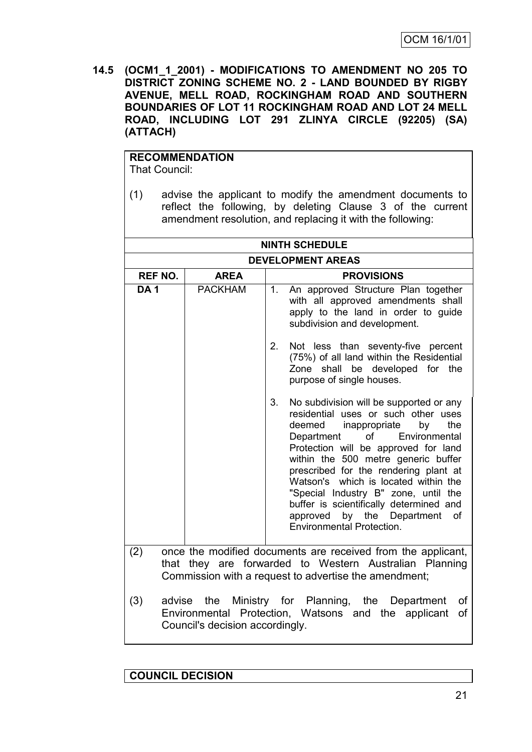**14.5 (OCM1_1_2001) - MODIFICATIONS TO AMENDMENT NO 205 TO DISTRICT ZONING SCHEME NO. 2 - LAND BOUNDED BY RIGBY AVENUE, MELL ROAD, ROCKINGHAM ROAD AND SOUTHERN BOUNDARIES OF LOT 11 ROCKINGHAM ROAD AND LOT 24 MELL ROAD, INCLUDING LOT 291 ZLINYA CIRCLE (92205) (SA) (ATTACH)**

**RECOMMENDATION**

That Council:

(1) advise the applicant to modify the amendment documents to reflect the following, by deleting Clause 3 of the current amendment resolution, and replacing it with the following:

| NINTH SCHEDULE | | |
|---|---|---|
| **DEVELOPMENT AREAS** | | |
| **REF NO.** | **AREA** | **PROVISIONS** |
| **DA 1** | PACKHAM | 1. An approved Structure Plan together with all approved amendments shall apply to the land in order to guide subdivision and development.<br><br>2. Not less than seventy-five percent (75%) of all land within the Residential Zone shall be developed for the purpose of single houses.<br><br>3. No subdivision will be supported or any residential uses or such other uses deemed inappropriate by the Department of Environmental Protection will be approved for land within the 500 metre generic buffer prescribed for the rendering plant at Watson's which is located within the "Special Industry B" zone, until the buffer is scientifically determined and approved by the Department of Environmental Protection. |

(2) once the modified documents are received from the applicant, that they are forwarded to Western Australian Planning Commission with a request to advertise the amendment;

(3) advise the Ministry for Planning, the Department of Environmental Protection, Watsons and the applicant of Council's decision accordingly.

**COUNCIL DECISION**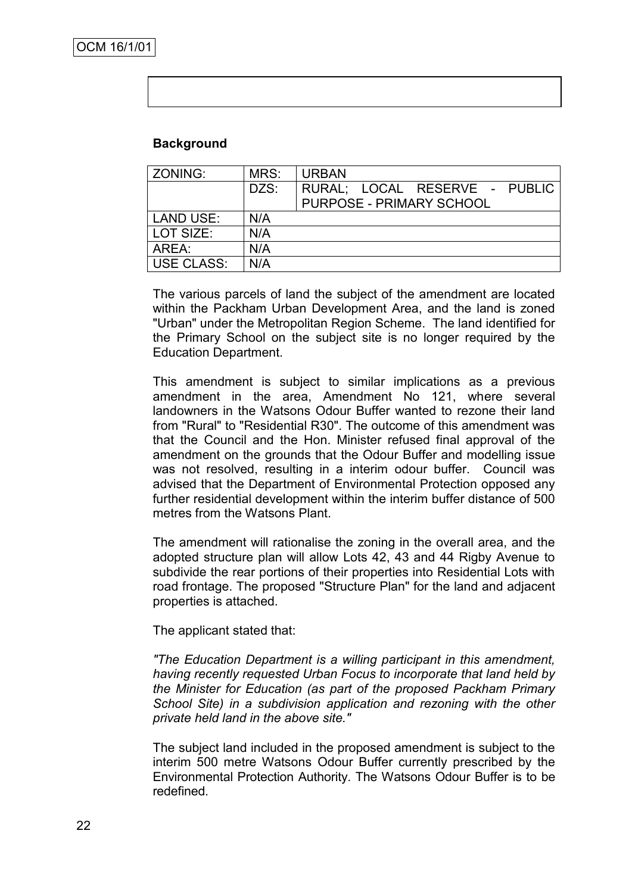**Background**

| ZONING: | MRS: | URBAN |
|---|---|---|
| | DZS: | RURAL; LOCAL RESERVE - PUBLIC PURPOSE - PRIMARY SCHOOL |
| LAND USE: | N/A | |
| LOT SIZE: | N/A | |
| AREA: | N/A | |
| USE CLASS: | N/A | |

The various parcels of land the subject of the amendment are located within the Packham Urban Development Area, and the land is zoned "Urban" under the Metropolitan Region Scheme. The land identified for the Primary School on the subject site is no longer required by the Education Department.

This amendment is subject to similar implications as a previous amendment in the area, Amendment No 121, where several landowners in the Watsons Odour Buffer wanted to rezone their land from "Rural" to "Residential R30". The outcome of this amendment was that the Council and the Hon. Minister refused final approval of the amendment on the grounds that the Odour Buffer and modelling issue was not resolved, resulting in a interim odour buffer. Council was advised that the Department of Environmental Protection opposed any further residential development within the interim buffer distance of 500 metres from the Watsons Plant.

The amendment will rationalise the zoning in the overall area, and the adopted structure plan will allow Lots 42, 43 and 44 Rigby Avenue to subdivide the rear portions of their properties into Residential Lots with road frontage. The proposed "Structure Plan" for the land and adjacent properties is attached.

The applicant stated that:

*"The Education Department is a willing participant in this amendment, having recently requested Urban Focus to incorporate that land held by the Minister for Education (as part of the proposed Packham Primary School Site) in a subdivision application and rezoning with the other private held land in the above site."*

The subject land included in the proposed amendment is subject to the interim 500 metre Watsons Odour Buffer currently prescribed by the Environmental Protection Authority. The Watsons Odour Buffer is to be redefined.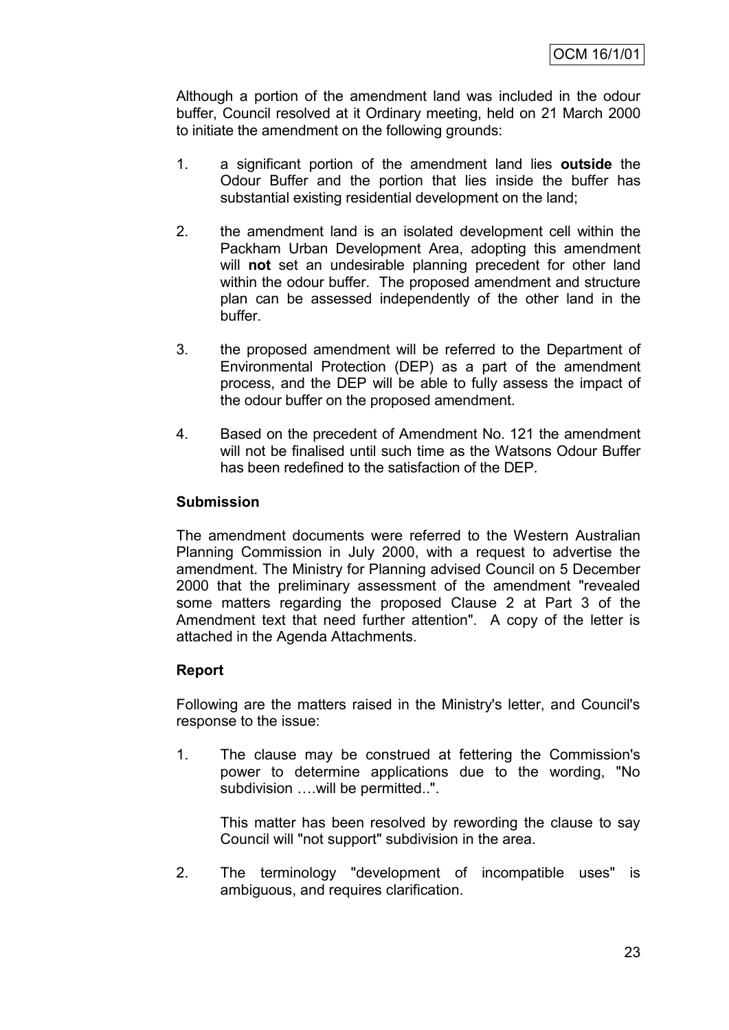Although a portion of the amendment land was included in the odour buffer, Council resolved at it Ordinary meeting, held on 21 March 2000 to initiate the amendment on the following grounds:

1. a significant portion of the amendment land lies **outside** the Odour Buffer and the portion that lies inside the buffer has substantial existing residential development on the land;

2. the amendment land is an isolated development cell within the Packham Urban Development Area, adopting this amendment will **not** set an undesirable planning precedent for other land within the odour buffer. The proposed amendment and structure plan can be assessed independently of the other land in the buffer.

3. the proposed amendment will be referred to the Department of Environmental Protection (DEP) as a part of the amendment process, and the DEP will be able to fully assess the impact of the odour buffer on the proposed amendment.

4. Based on the precedent of Amendment No. 121 the amendment will not be finalised until such time as the Watsons Odour Buffer has been redefined to the satisfaction of the DEP.

**Submission**

The amendment documents were referred to the Western Australian Planning Commission in July 2000, with a request to advertise the amendment. The Ministry for Planning advised Council on 5 December 2000 that the preliminary assessment of the amendment "revealed some matters regarding the proposed Clause 2 at Part 3 of the Amendment text that need further attention". A copy of the letter is attached in the Agenda Attachments.

**Report**

Following are the matters raised in the Ministry's letter, and Council's response to the issue:

1. The clause may be construed at fettering the Commission's power to determine applications due to the wording, "No subdivision ….will be permitted..".

   This matter has been resolved by rewording the clause to say Council will "not support" subdivision in the area.

2. The terminology "development of incompatible uses" is ambiguous, and requires clarification.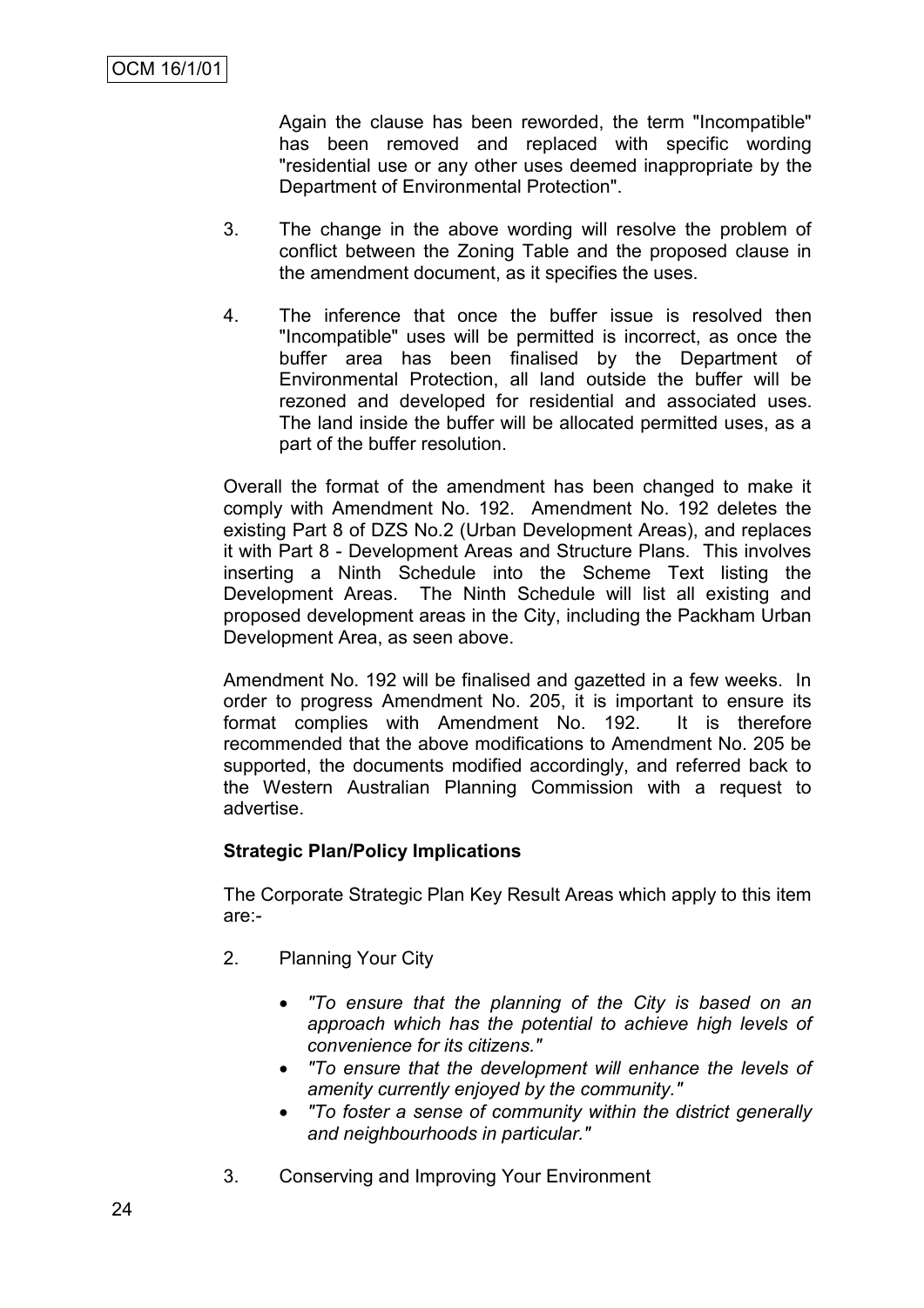Again the clause has been reworded, the term "Incompatible" has been removed and replaced with specific wording "residential use or any other uses deemed inappropriate by the Department of Environmental Protection".

3. The change in the above wording will resolve the problem of conflict between the Zoning Table and the proposed clause in the amendment document, as it specifies the uses.

4. The inference that once the buffer issue is resolved then "Incompatible" uses will be permitted is incorrect, as once the buffer area has been finalised by the Department of Environmental Protection, all land outside the buffer will be rezoned and developed for residential and associated uses. The land inside the buffer will be allocated permitted uses, as a part of the buffer resolution.

Overall the format of the amendment has been changed to make it comply with Amendment No. 192. Amendment No. 192 deletes the existing Part 8 of DZS No.2 (Urban Development Areas), and replaces it with Part 8 - Development Areas and Structure Plans. This involves inserting a Ninth Schedule into the Scheme Text listing the Development Areas. The Ninth Schedule will list all existing and proposed development areas in the City, including the Packham Urban Development Area, as seen above.

Amendment No. 192 will be finalised and gazetted in a few weeks. In order to progress Amendment No. 205, it is important to ensure its format complies with Amendment No. 192. It is therefore recommended that the above modifications to Amendment No. 205 be supported, the documents modified accordingly, and referred back to the Western Australian Planning Commission with a request to advertise.

**Strategic Plan/Policy Implications**

The Corporate Strategic Plan Key Result Areas which apply to this item are:-

2. Planning Your City

   - *"To ensure that the planning of the City is based on an approach which has the potential to achieve high levels of convenience for its citizens."*
   - *"To ensure that the development will enhance the levels of amenity currently enjoyed by the community."*
   - *"To foster a sense of community within the district generally and neighbourhoods in particular."*

3. Conserving and Improving Your Environment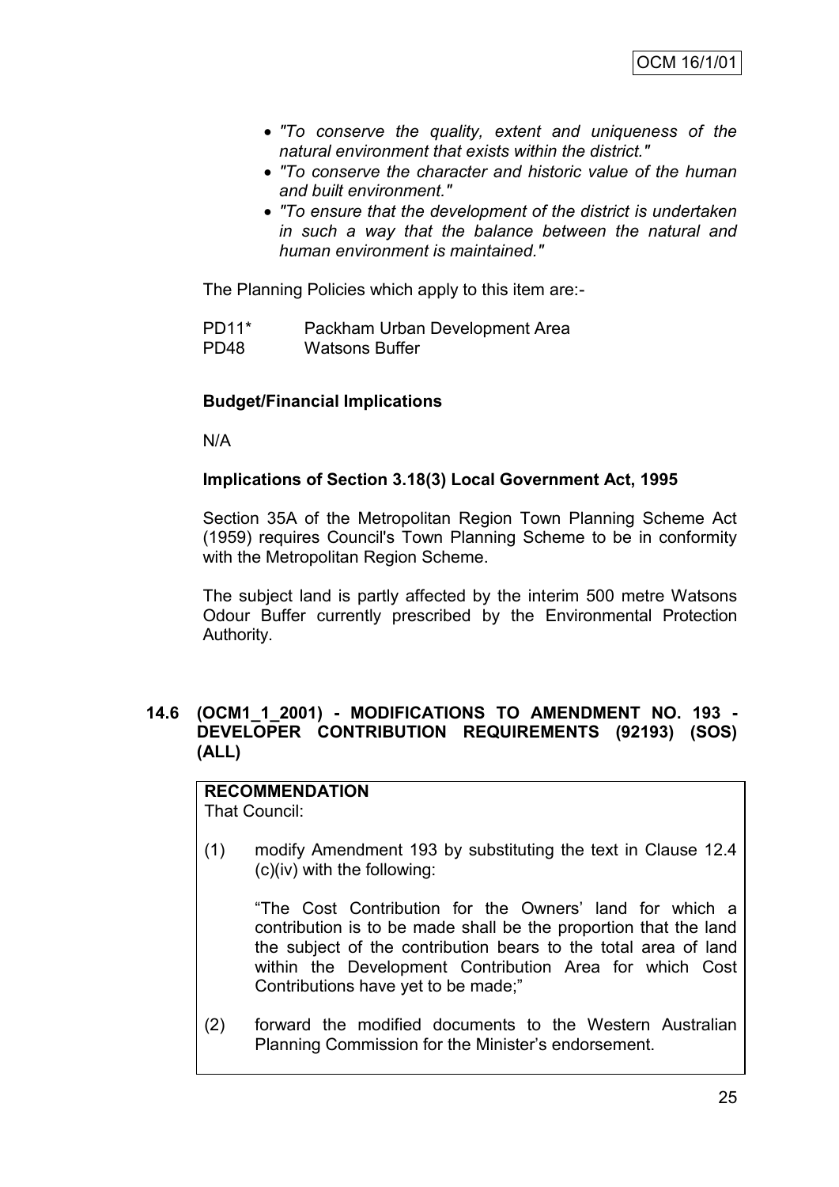- *"To conserve the quality, extent and uniqueness of the natural environment that exists within the district."*
- *"To conserve the character and historic value of the human and built environment."*
- *"To ensure that the development of the district is undertaken in such a way that the balance between the natural and human environment is maintained."*

The Planning Policies which apply to this item are:-

PD11* Packham Urban Development Area
PD48 Watsons Buffer

**Budget/Financial Implications**

N/A

**Implications of Section 3.18(3) Local Government Act, 1995**

Section 35A of the Metropolitan Region Town Planning Scheme Act (1959) requires Council's Town Planning Scheme to be in conformity with the Metropolitan Region Scheme.

The subject land is partly affected by the interim 500 metre Watsons Odour Buffer currently prescribed by the Environmental Protection Authority.

## 14.6 (OCM1_1_2001) - MODIFICATIONS TO AMENDMENT NO. 193 - DEVELOPER CONTRIBUTION REQUIREMENTS (92193) (SOS) (ALL)

**RECOMMENDATION**
That Council:

(1) modify Amendment 193 by substituting the text in Clause 12.4 (c)(iv) with the following:

"The Cost Contribution for the Owners' land for which a contribution is to be made shall be the proportion that the land the subject of the contribution bears to the total area of land within the Development Contribution Area for which Cost Contributions have yet to be made;"

(2) forward the modified documents to the Western Australian Planning Commission for the Minister's endorsement.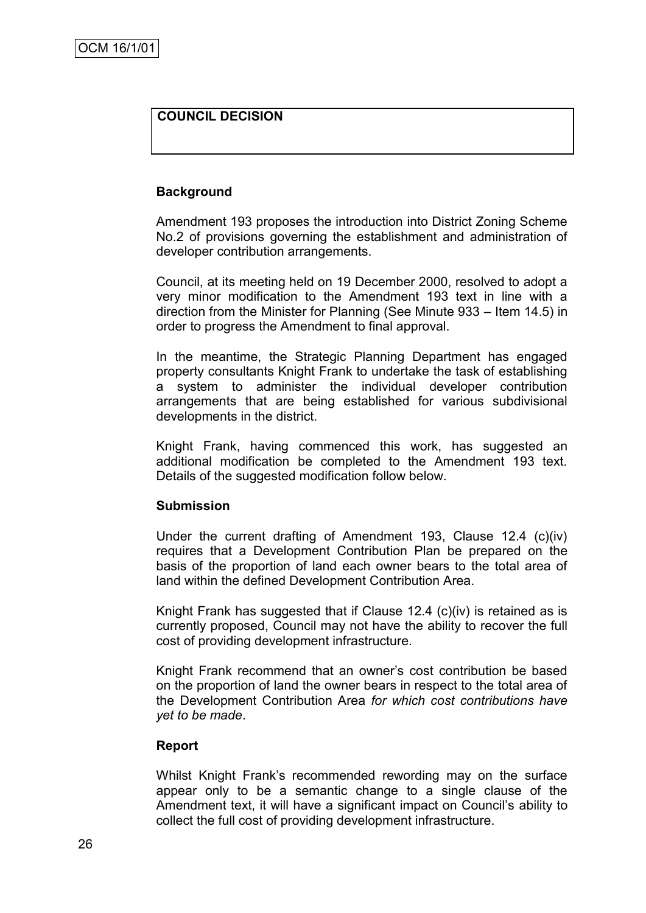OCM 16/1/01

**COUNCIL DECISION**

**Background**

Amendment 193 proposes the introduction into District Zoning Scheme No.2 of provisions governing the establishment and administration of developer contribution arrangements.

Council, at its meeting held on 19 December 2000, resolved to adopt a very minor modification to the Amendment 193 text in line with a direction from the Minister for Planning (See Minute 933 – Item 14.5) in order to progress the Amendment to final approval.

In the meantime, the Strategic Planning Department has engaged property consultants Knight Frank to undertake the task of establishing a system to administer the individual developer contribution arrangements that are being established for various subdivisional developments in the district.

Knight Frank, having commenced this work, has suggested an additional modification be completed to the Amendment 193 text. Details of the suggested modification follow below.

**Submission**

Under the current drafting of Amendment 193, Clause 12.4 (c)(iv) requires that a Development Contribution Plan be prepared on the basis of the proportion of land each owner bears to the total area of land within the defined Development Contribution Area.

Knight Frank has suggested that if Clause 12.4 (c)(iv) is retained as is currently proposed, Council may not have the ability to recover the full cost of providing development infrastructure.

Knight Frank recommend that an owner's cost contribution be based on the proportion of land the owner bears in respect to the total area of the Development Contribution Area *for which cost contributions have yet to be made*.

**Report**

Whilst Knight Frank's recommended rewording may on the surface appear only to be a semantic change to a single clause of the Amendment text, it will have a significant impact on Council's ability to collect the full cost of providing development infrastructure.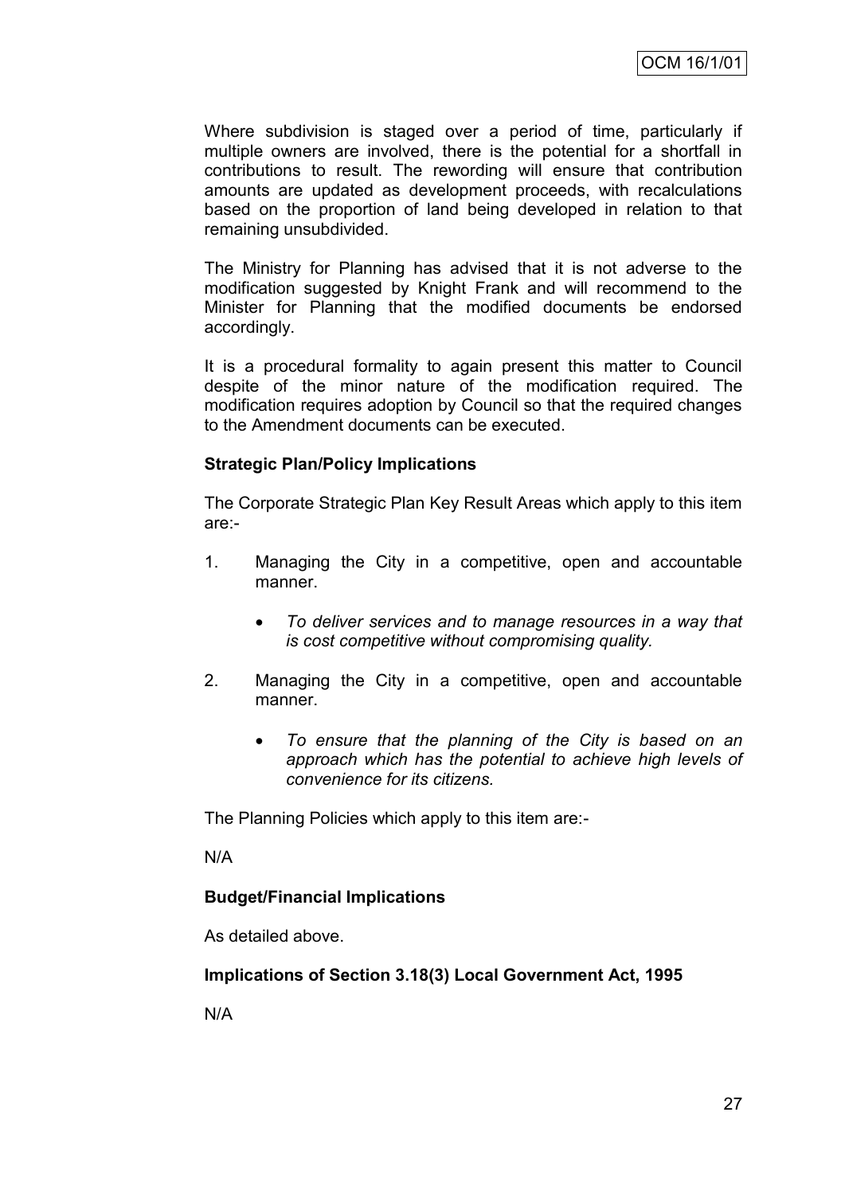Where subdivision is staged over a period of time, particularly if multiple owners are involved, there is the potential for a shortfall in contributions to result. The rewording will ensure that contribution amounts are updated as development proceeds, with recalculations based on the proportion of land being developed in relation to that remaining unsubdivided.

The Ministry for Planning has advised that it is not adverse to the modification suggested by Knight Frank and will recommend to the Minister for Planning that the modified documents be endorsed accordingly.

It is a procedural formality to again present this matter to Council despite of the minor nature of the modification required. The modification requires adoption by Council so that the required changes to the Amendment documents can be executed.

**Strategic Plan/Policy Implications**

The Corporate Strategic Plan Key Result Areas which apply to this item are:-

1. Managing the City in a competitive, open and accountable manner.

    - *To deliver services and to manage resources in a way that is cost competitive without compromising quality.*

2. Managing the City in a competitive, open and accountable manner.

    - *To ensure that the planning of the City is based on an approach which has the potential to achieve high levels of convenience for its citizens.*

The Planning Policies which apply to this item are:-

N/A

**Budget/Financial Implications**

As detailed above.

**Implications of Section 3.18(3) Local Government Act, 1995**

N/A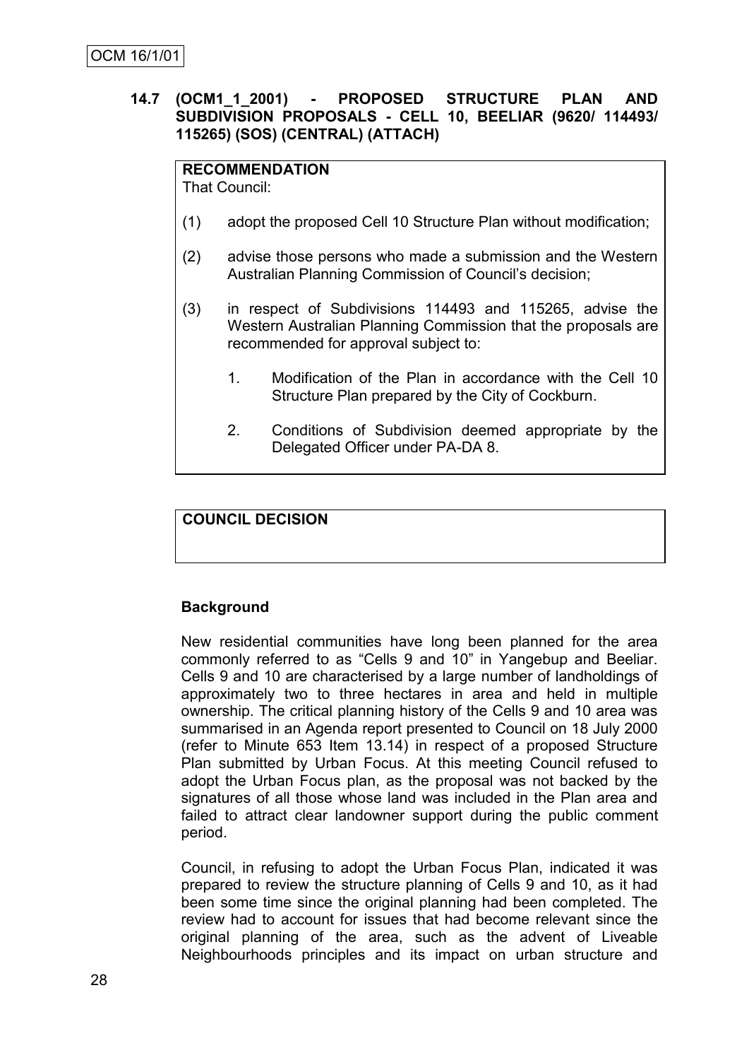OCM 16/1/01

**14.7 (OCM1_1_2001) - PROPOSED STRUCTURE PLAN AND SUBDIVISION PROPOSALS - CELL 10, BEELIAR (9620/ 114493/ 115265) (SOS) (CENTRAL) (ATTACH)**

**RECOMMENDATION**
That Council:

(1) adopt the proposed Cell 10 Structure Plan without modification;

(2) advise those persons who made a submission and the Western Australian Planning Commission of Council's decision;

(3) in respect of Subdivisions 114493 and 115265, advise the Western Australian Planning Commission that the proposals are recommended for approval subject to:

1. Modification of the Plan in accordance with the Cell 10 Structure Plan prepared by the City of Cockburn.

2. Conditions of Subdivision deemed appropriate by the Delegated Officer under PA-DA 8.

**COUNCIL DECISION**

**Background**

New residential communities have long been planned for the area commonly referred to as "Cells 9 and 10" in Yangebup and Beeliar. Cells 9 and 10 are characterised by a large number of landholdings of approximately two to three hectares in area and held in multiple ownership. The critical planning history of the Cells 9 and 10 area was summarised in an Agenda report presented to Council on 18 July 2000 (refer to Minute 653 Item 13.14) in respect of a proposed Structure Plan submitted by Urban Focus. At this meeting Council refused to adopt the Urban Focus plan, as the proposal was not backed by the signatures of all those whose land was included in the Plan area and failed to attract clear landowner support during the public comment period.

Council, in refusing to adopt the Urban Focus Plan, indicated it was prepared to review the structure planning of Cells 9 and 10, as it had been some time since the original planning had been completed. The review had to account for issues that had become relevant since the original planning of the area, such as the advent of Liveable Neighbourhoods principles and its impact on urban structure and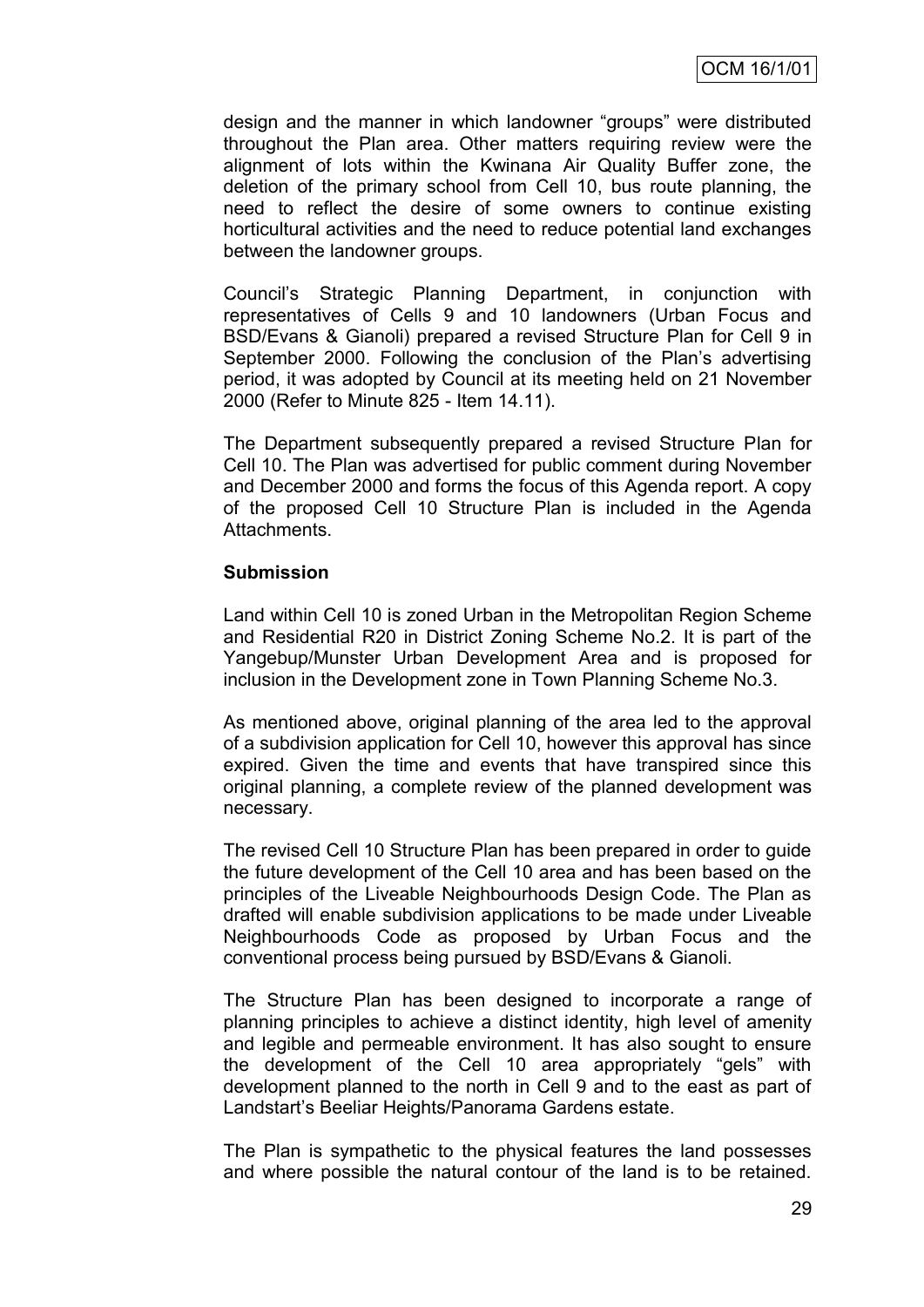design and the manner in which landowner "groups" were distributed throughout the Plan area. Other matters requiring review were the alignment of lots within the Kwinana Air Quality Buffer zone, the deletion of the primary school from Cell 10, bus route planning, the need to reflect the desire of some owners to continue existing horticultural activities and the need to reduce potential land exchanges between the landowner groups.

Council's Strategic Planning Department, in conjunction with representatives of Cells 9 and 10 landowners (Urban Focus and BSD/Evans & Gianoli) prepared a revised Structure Plan for Cell 9 in September 2000. Following the conclusion of the Plan's advertising period, it was adopted by Council at its meeting held on 21 November 2000 (Refer to Minute 825 - Item 14.11).

The Department subsequently prepared a revised Structure Plan for Cell 10. The Plan was advertised for public comment during November and December 2000 and forms the focus of this Agenda report. A copy of the proposed Cell 10 Structure Plan is included in the Agenda Attachments.

**Submission**

Land within Cell 10 is zoned Urban in the Metropolitan Region Scheme and Residential R20 in District Zoning Scheme No.2. It is part of the Yangebup/Munster Urban Development Area and is proposed for inclusion in the Development zone in Town Planning Scheme No.3.

As mentioned above, original planning of the area led to the approval of a subdivision application for Cell 10, however this approval has since expired. Given the time and events that have transpired since this original planning, a complete review of the planned development was necessary.

The revised Cell 10 Structure Plan has been prepared in order to guide the future development of the Cell 10 area and has been based on the principles of the Liveable Neighbourhoods Design Code. The Plan as drafted will enable subdivision applications to be made under Liveable Neighbourhoods Code as proposed by Urban Focus and the conventional process being pursued by BSD/Evans & Gianoli.

The Structure Plan has been designed to incorporate a range of planning principles to achieve a distinct identity, high level of amenity and legible and permeable environment. It has also sought to ensure the development of the Cell 10 area appropriately "gels" with development planned to the north in Cell 9 and to the east as part of Landstart's Beeliar Heights/Panorama Gardens estate.

The Plan is sympathetic to the physical features the land possesses and where possible the natural contour of the land is to be retained.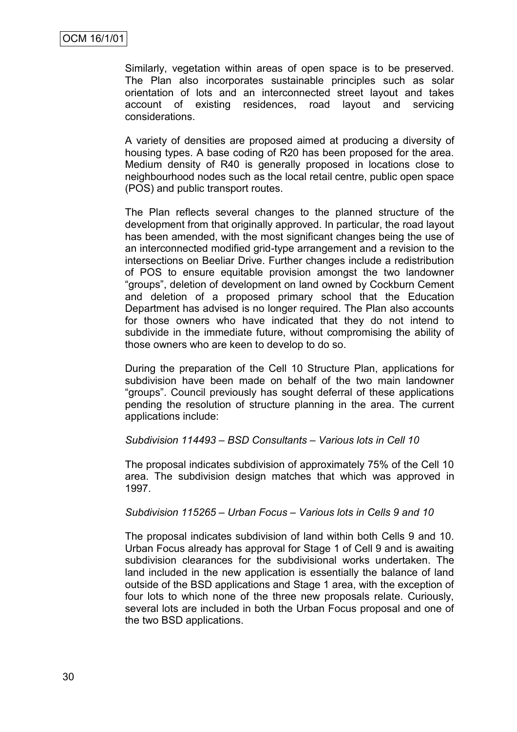Similarly, vegetation within areas of open space is to be preserved. The Plan also incorporates sustainable principles such as solar orientation of lots and an interconnected street layout and takes account of existing residences, road layout and servicing considerations.

A variety of densities are proposed aimed at producing a diversity of housing types. A base coding of R20 has been proposed for the area. Medium density of R40 is generally proposed in locations close to neighbourhood nodes such as the local retail centre, public open space (POS) and public transport routes.

The Plan reflects several changes to the planned structure of the development from that originally approved. In particular, the road layout has been amended, with the most significant changes being the use of an interconnected modified grid-type arrangement and a revision to the intersections on Beeliar Drive. Further changes include a redistribution of POS to ensure equitable provision amongst the two landowner "groups", deletion of development on land owned by Cockburn Cement and deletion of a proposed primary school that the Education Department has advised is no longer required. The Plan also accounts for those owners who have indicated that they do not intend to subdivide in the immediate future, without compromising the ability of those owners who are keen to develop to do so.

During the preparation of the Cell 10 Structure Plan, applications for subdivision have been made on behalf of the two main landowner "groups". Council previously has sought deferral of these applications pending the resolution of structure planning in the area. The current applications include:

*Subdivision 114493 – BSD Consultants – Various lots in Cell 10*

The proposal indicates subdivision of approximately 75% of the Cell 10 area. The subdivision design matches that which was approved in 1997.

*Subdivision 115265 – Urban Focus – Various lots in Cells 9 and 10*

The proposal indicates subdivision of land within both Cells 9 and 10. Urban Focus already has approval for Stage 1 of Cell 9 and is awaiting subdivision clearances for the subdivisional works undertaken. The land included in the new application is essentially the balance of land outside of the BSD applications and Stage 1 area, with the exception of four lots to which none of the three new proposals relate. Curiously, several lots are included in both the Urban Focus proposal and one of the two BSD applications.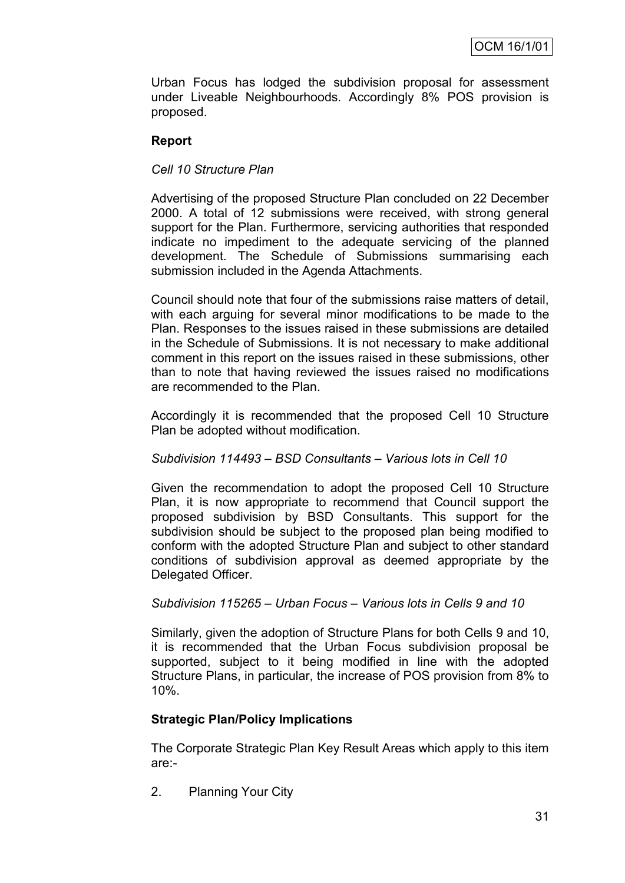Urban Focus has lodged the subdivision proposal for assessment under Liveable Neighbourhoods. Accordingly 8% POS provision is proposed.

**Report**

*Cell 10 Structure Plan*

Advertising of the proposed Structure Plan concluded on 22 December 2000. A total of 12 submissions were received, with strong general support for the Plan. Furthermore, servicing authorities that responded indicate no impediment to the adequate servicing of the planned development. The Schedule of Submissions summarising each submission included in the Agenda Attachments.

Council should note that four of the submissions raise matters of detail, with each arguing for several minor modifications to be made to the Plan. Responses to the issues raised in these submissions are detailed in the Schedule of Submissions. It is not necessary to make additional comment in this report on the issues raised in these submissions, other than to note that having reviewed the issues raised no modifications are recommended to the Plan.

Accordingly it is recommended that the proposed Cell 10 Structure Plan be adopted without modification.

*Subdivision 114493 – BSD Consultants – Various lots in Cell 10*

Given the recommendation to adopt the proposed Cell 10 Structure Plan, it is now appropriate to recommend that Council support the proposed subdivision by BSD Consultants. This support for the subdivision should be subject to the proposed plan being modified to conform with the adopted Structure Plan and subject to other standard conditions of subdivision approval as deemed appropriate by the Delegated Officer.

*Subdivision 115265 – Urban Focus – Various lots in Cells 9 and 10*

Similarly, given the adoption of Structure Plans for both Cells 9 and 10, it is recommended that the Urban Focus subdivision proposal be supported, subject to it being modified in line with the adopted Structure Plans, in particular, the increase of POS provision from 8% to 10%.

**Strategic Plan/Policy Implications**

The Corporate Strategic Plan Key Result Areas which apply to this item are:-

2. Planning Your City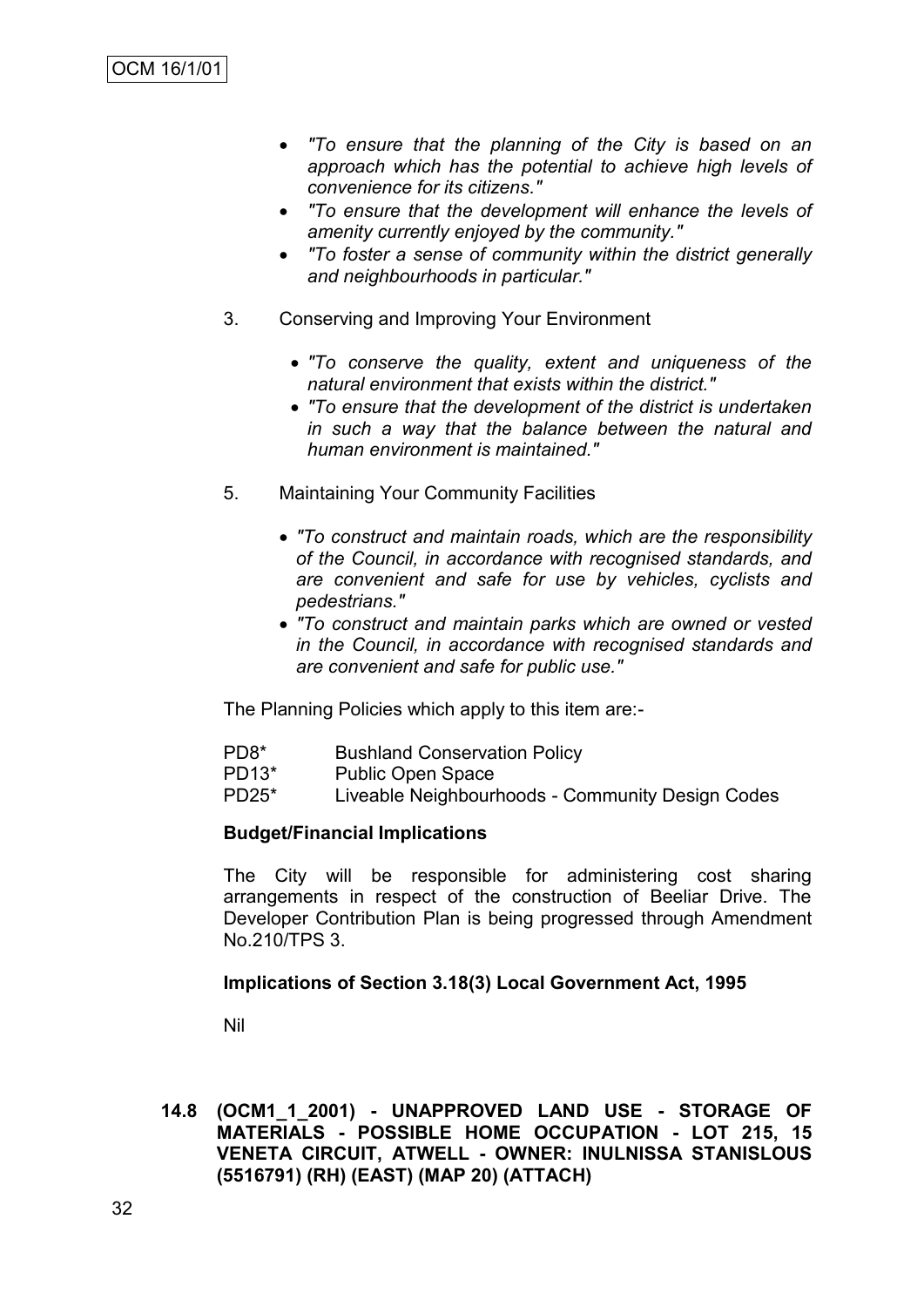- *"To ensure that the planning of the City is based on an approach which has the potential to achieve high levels of convenience for its citizens."*
- *"To ensure that the development will enhance the levels of amenity currently enjoyed by the community."*
- *"To foster a sense of community within the district generally and neighbourhoods in particular."*

3. Conserving and Improving Your Environment

   - *"To conserve the quality, extent and uniqueness of the natural environment that exists within the district."*
   - *"To ensure that the development of the district is undertaken in such a way that the balance between the natural and human environment is maintained."*

5. Maintaining Your Community Facilities

   - *"To construct and maintain roads, which are the responsibility of the Council, in accordance with recognised standards, and are convenient and safe for use by vehicles, cyclists and pedestrians."*
   - *"To construct and maintain parks which are owned or vested in the Council, in accordance with recognised standards and are convenient and safe for public use."*

The Planning Policies which apply to this item are:-

| | |
|---|---|
| PD8* | Bushland Conservation Policy |
| PD13* | Public Open Space |
| PD25* | Liveable Neighbourhoods - Community Design Codes |

**Budget/Financial Implications**

The City will be responsible for administering cost sharing arrangements in respect of the construction of Beeliar Drive. The Developer Contribution Plan is being progressed through Amendment No.210/TPS 3.

**Implications of Section 3.18(3) Local Government Act, 1995**

Nil

**14.8 (OCM1_1_2001) - UNAPPROVED LAND USE - STORAGE OF MATERIALS - POSSIBLE HOME OCCUPATION - LOT 215, 15 VENETA CIRCUIT, ATWELL - OWNER: INULNISSA STANISLOUS (5516791) (RH) (EAST) (MAP 20) (ATTACH)**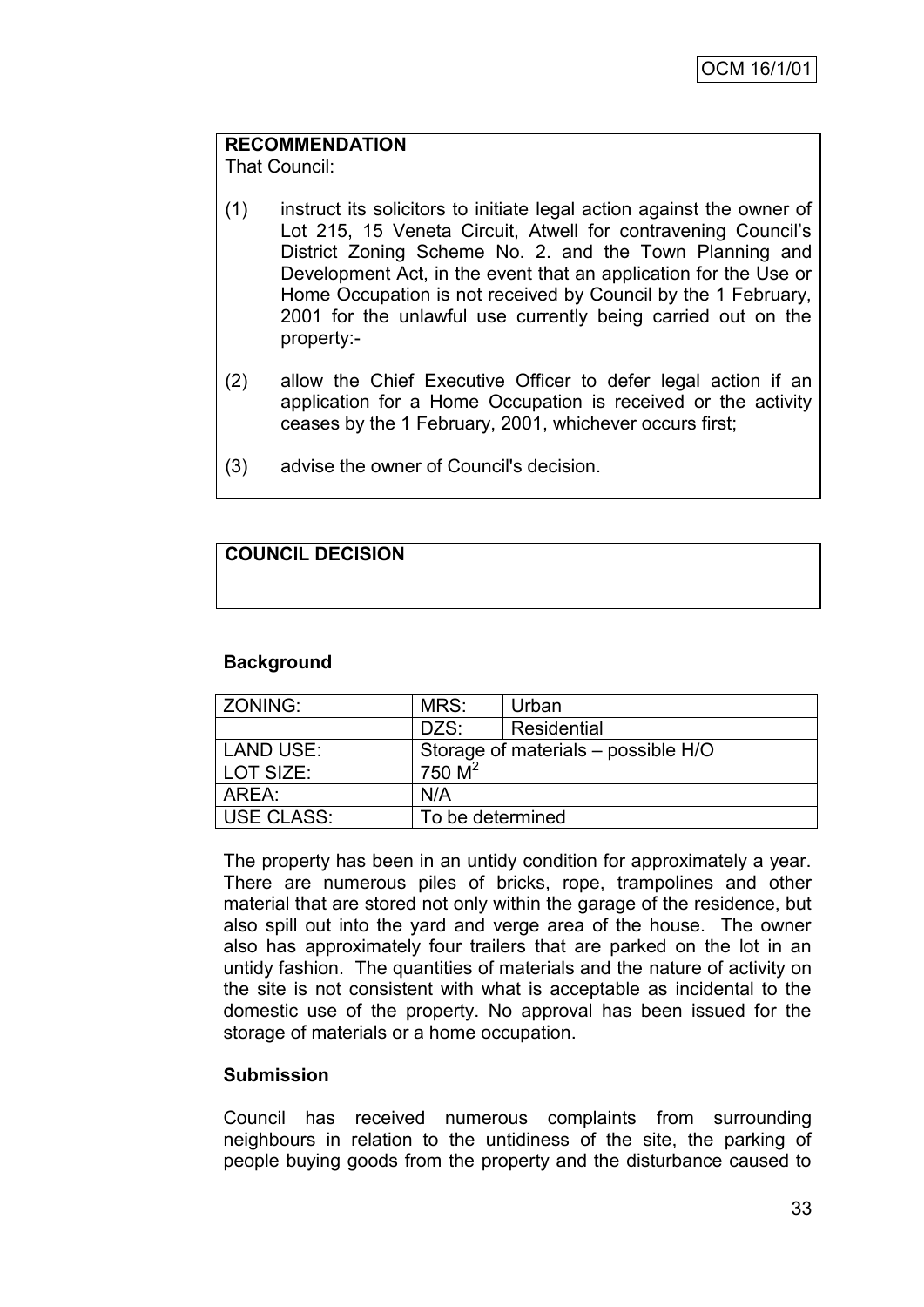OCM 16/1/01

**RECOMMENDATION**

That Council:

(1) instruct its solicitors to initiate legal action against the owner of Lot 215, 15 Veneta Circuit, Atwell for contravening Council's District Zoning Scheme No. 2. and the Town Planning and Development Act, in the event that an application for the Use or Home Occupation is not received by Council by the 1 February, 2001 for the unlawful use currently being carried out on the property:-

(2) allow the Chief Executive Officer to defer legal action if an application for a Home Occupation is received or the activity ceases by the 1 February, 2001, whichever occurs first;

(3) advise the owner of Council's decision.

**COUNCIL DECISION**

**Background**

| | | |
|---|---|---|
| ZONING: | MRS: | Urban |
| | DZS: | Residential |
| LAND USE: | Storage of materials – possible H/O | |
| LOT SIZE: | 750 $M^2$ | |
| AREA: | N/A | |
| USE CLASS: | To be determined | |

The property has been in an untidy condition for approximately a year. There are numerous piles of bricks, rope, trampolines and other material that are stored not only within the garage of the residence, but also spill out into the yard and verge area of the house. The owner also has approximately four trailers that are parked on the lot in an untidy fashion. The quantities of materials and the nature of activity on the site is not consistent with what is acceptable as incidental to the domestic use of the property. No approval has been issued for the storage of materials or a home occupation.

**Submission**

Council has received numerous complaints from surrounding neighbours in relation to the untidiness of the site, the parking of people buying goods from the property and the disturbance caused to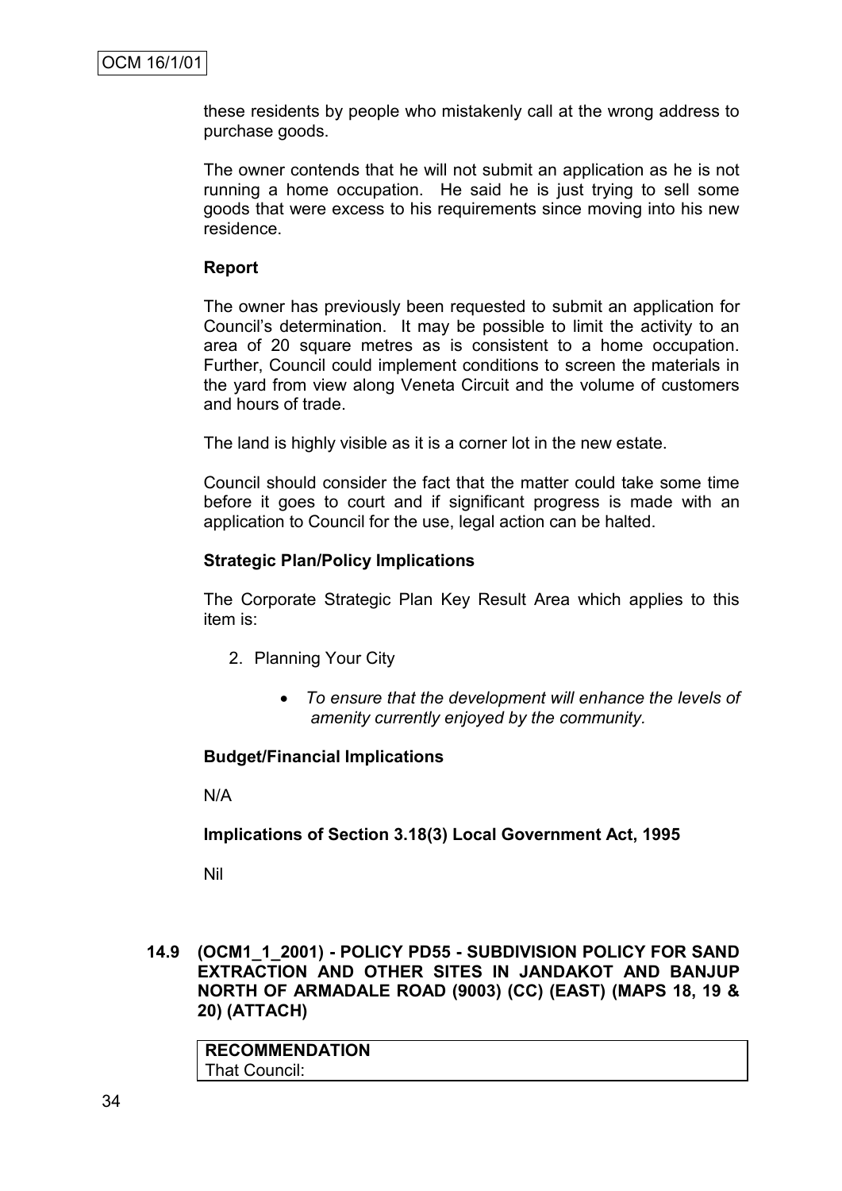these residents by people who mistakenly call at the wrong address to purchase goods.

The owner contends that he will not submit an application as he is not running a home occupation. He said he is just trying to sell some goods that were excess to his requirements since moving into his new residence.

**Report**

The owner has previously been requested to submit an application for Council's determination. It may be possible to limit the activity to an area of 20 square metres as is consistent to a home occupation. Further, Council could implement conditions to screen the materials in the yard from view along Veneta Circuit and the volume of customers and hours of trade.

The land is highly visible as it is a corner lot in the new estate.

Council should consider the fact that the matter could take some time before it goes to court and if significant progress is made with an application to Council for the use, legal action can be halted.

**Strategic Plan/Policy Implications**

The Corporate Strategic Plan Key Result Area which applies to this item is:

2. Planning Your City

   - *To ensure that the development will enhance the levels of amenity currently enjoyed by the community.*

**Budget/Financial Implications**

N/A

**Implications of Section 3.18(3) Local Government Act, 1995**

Nil

**14.9 (OCM1_1_2001) - POLICY PD55 - SUBDIVISION POLICY FOR SAND EXTRACTION AND OTHER SITES IN JANDAKOT AND BANJUP NORTH OF ARMADALE ROAD (9003) (CC) (EAST) (MAPS 18, 19 & 20) (ATTACH)**

| |
|---|
| **RECOMMENDATION**<br>That Council: |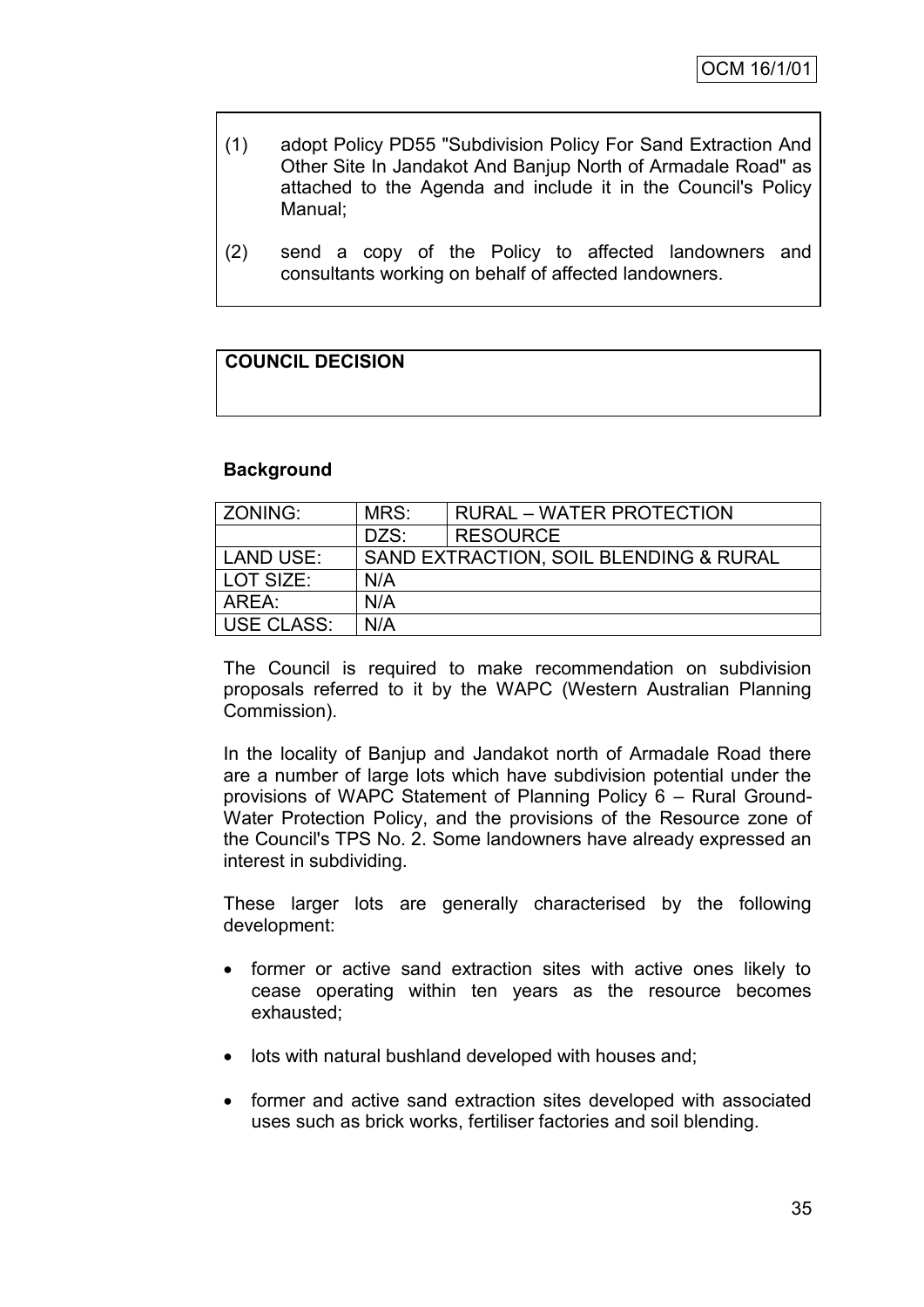(1) adopt Policy PD55 "Subdivision Policy For Sand Extraction And Other Site In Jandakot And Banjup North of Armadale Road" as attached to the Agenda and include it in the Council's Policy Manual;

(2) send a copy of the Policy to affected landowners and consultants working on behalf of affected landowners.

**COUNCIL DECISION**

**Background**

| | | |
|---|---|---|
| ZONING: | MRS: | RURAL – WATER PROTECTION |
| | DZS: | RESOURCE |
| LAND USE: | SAND EXTRACTION, SOIL BLENDING & RURAL | |
| LOT SIZE: | N/A | |
| AREA: | N/A | |
| USE CLASS: | N/A | |

The Council is required to make recommendation on subdivision proposals referred to it by the WAPC (Western Australian Planning Commission).

In the locality of Banjup and Jandakot north of Armadale Road there are a number of large lots which have subdivision potential under the provisions of WAPC Statement of Planning Policy 6 – Rural Ground-Water Protection Policy, and the provisions of the Resource zone of the Council's TPS No. 2. Some landowners have already expressed an interest in subdividing.

These larger lots are generally characterised by the following development:

- former or active sand extraction sites with active ones likely to cease operating within ten years as the resource becomes exhausted;
- lots with natural bushland developed with houses and;
- former and active sand extraction sites developed with associated uses such as brick works, fertiliser factories and soil blending.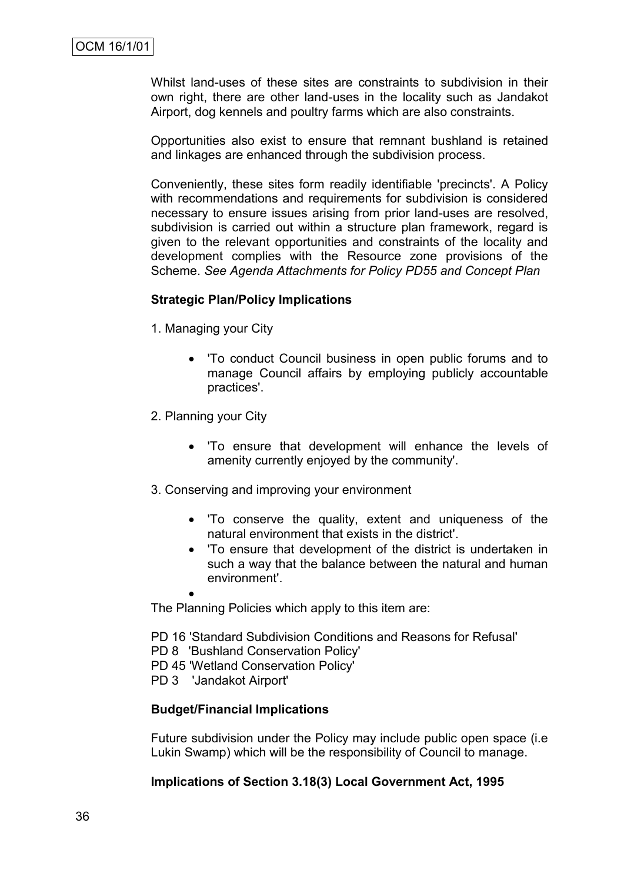Whilst land-uses of these sites are constraints to subdivision in their own right, there are other land-uses in the locality such as Jandakot Airport, dog kennels and poultry farms which are also constraints.

Opportunities also exist to ensure that remnant bushland is retained and linkages are enhanced through the subdivision process.

Conveniently, these sites form readily identifiable 'precincts'. A Policy with recommendations and requirements for subdivision is considered necessary to ensure issues arising from prior land-uses are resolved, subdivision is carried out within a structure plan framework, regard is given to the relevant opportunities and constraints of the locality and development complies with the Resource zone provisions of the Scheme. *See Agenda Attachments for Policy PD55 and Concept Plan*

**Strategic Plan/Policy Implications**

1. Managing your City

   - 'To conduct Council business in open public forums and to manage Council affairs by employing publicly accountable practices'.

2. Planning your City

   - 'To ensure that development will enhance the levels of amenity currently enjoyed by the community'.

3. Conserving and improving your environment

   - 'To conserve the quality, extent and uniqueness of the natural environment that exists in the district'.
   - 'To ensure that development of the district is undertaken in such a way that the balance between the natural and human environment'.

The Planning Policies which apply to this item are:

PD 16 'Standard Subdivision Conditions and Reasons for Refusal'
PD 8 'Bushland Conservation Policy'
PD 45 'Wetland Conservation Policy'
PD 3 'Jandakot Airport'

**Budget/Financial Implications**

Future subdivision under the Policy may include public open space (i.e Lukin Swamp) which will be the responsibility of Council to manage.

**Implications of Section 3.18(3) Local Government Act, 1995**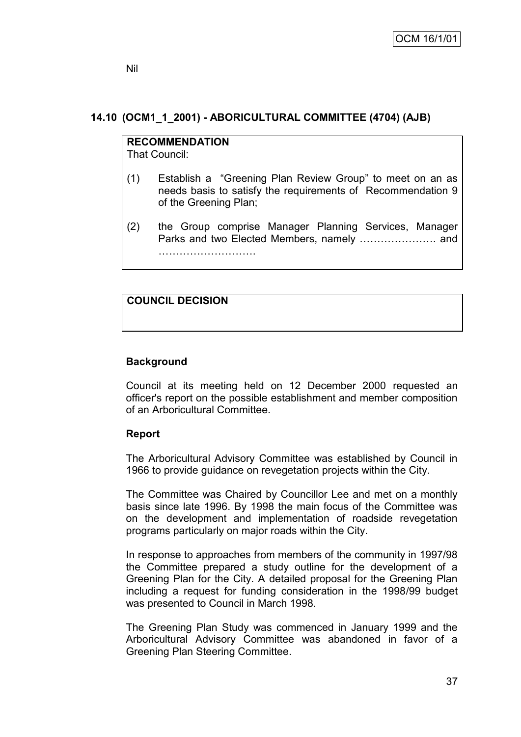Nil

## 14.10 (OCM1_1_2001) - ABORICULTURAL COMMITTEE (4704) (AJB)

**RECOMMENDATION**
That Council:

(1) Establish a "Greening Plan Review Group" to meet on an as needs basis to satisfy the requirements of Recommendation 9 of the Greening Plan;

(2) the Group comprise Manager Planning Services, Manager Parks and two Elected Members, namely …………………. and ……………………….

**COUNCIL DECISION**

### Background

Council at its meeting held on 12 December 2000 requested an officer's report on the possible establishment and member composition of an Arboricultural Committee.

### Report

The Arboricultural Advisory Committee was established by Council in 1966 to provide guidance on revegetation projects within the City.

The Committee was Chaired by Councillor Lee and met on a monthly basis since late 1996. By 1998 the main focus of the Committee was on the development and implementation of roadside revegetation programs particularly on major roads within the City.

In response to approaches from members of the community in 1997/98 the Committee prepared a study outline for the development of a Greening Plan for the City. A detailed proposal for the Greening Plan including a request for funding consideration in the 1998/99 budget was presented to Council in March 1998.

The Greening Plan Study was commenced in January 1999 and the Arboricultural Advisory Committee was abandoned in favor of a Greening Plan Steering Committee.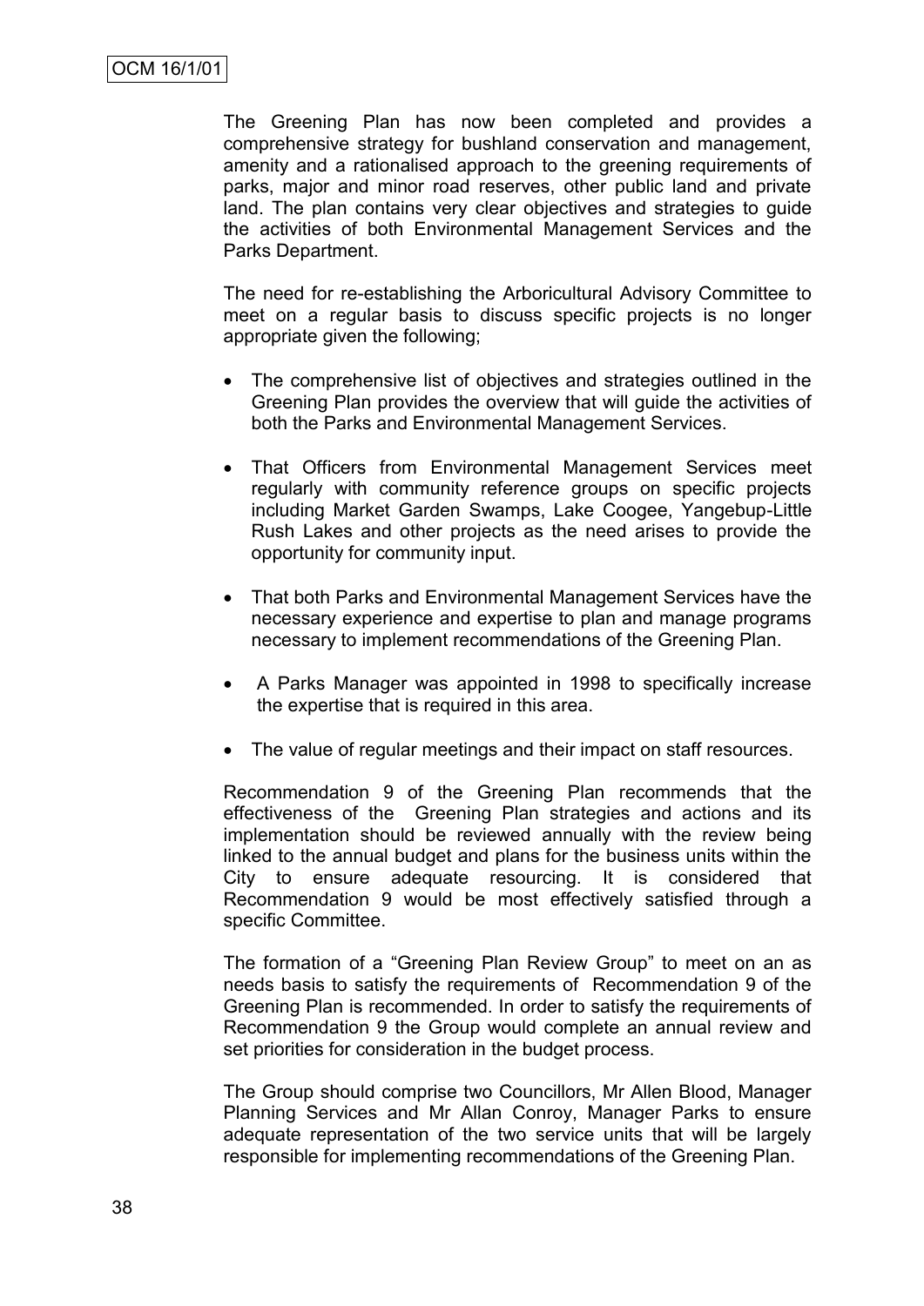The Greening Plan has now been completed and provides a comprehensive strategy for bushland conservation and management, amenity and a rationalised approach to the greening requirements of parks, major and minor road reserves, other public land and private land. The plan contains very clear objectives and strategies to guide the activities of both Environmental Management Services and the Parks Department.

The need for re-establishing the Arboricultural Advisory Committee to meet on a regular basis to discuss specific projects is no longer appropriate given the following;

- The comprehensive list of objectives and strategies outlined in the Greening Plan provides the overview that will guide the activities of both the Parks and Environmental Management Services.
- That Officers from Environmental Management Services meet regularly with community reference groups on specific projects including Market Garden Swamps, Lake Coogee, Yangebup-Little Rush Lakes and other projects as the need arises to provide the opportunity for community input.
- That both Parks and Environmental Management Services have the necessary experience and expertise to plan and manage programs necessary to implement recommendations of the Greening Plan.
- A Parks Manager was appointed in 1998 to specifically increase the expertise that is required in this area.
- The value of regular meetings and their impact on staff resources.

Recommendation 9 of the Greening Plan recommends that the effectiveness of the Greening Plan strategies and actions and its implementation should be reviewed annually with the review being linked to the annual budget and plans for the business units within the City to ensure adequate resourcing. It is considered that Recommendation 9 would be most effectively satisfied through a specific Committee.

The formation of a "Greening Plan Review Group" to meet on an as needs basis to satisfy the requirements of Recommendation 9 of the Greening Plan is recommended. In order to satisfy the requirements of Recommendation 9 the Group would complete an annual review and set priorities for consideration in the budget process.

The Group should comprise two Councillors, Mr Allen Blood, Manager Planning Services and Mr Allan Conroy, Manager Parks to ensure adequate representation of the two service units that will be largely responsible for implementing recommendations of the Greening Plan.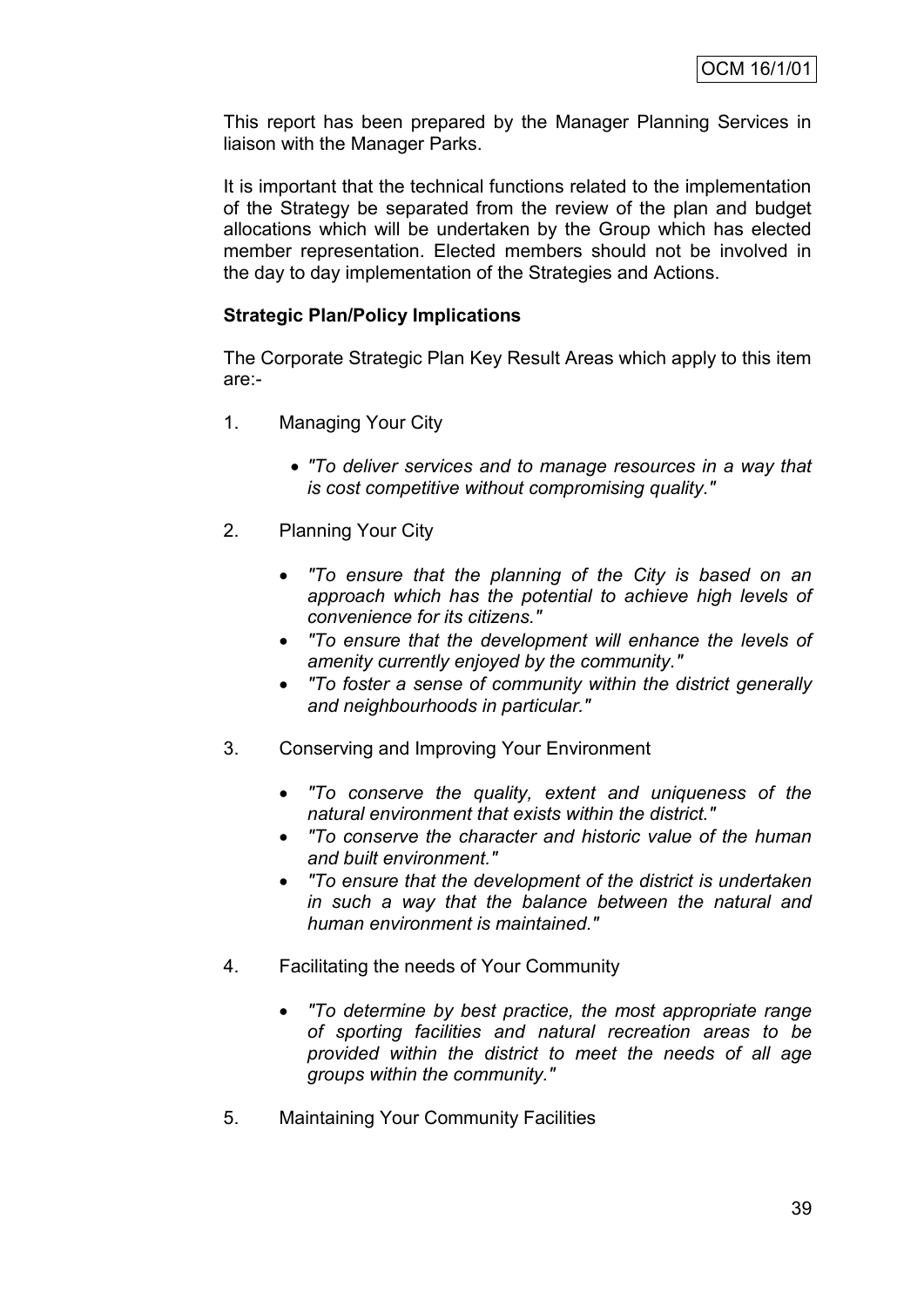This report has been prepared by the Manager Planning Services in liaison with the Manager Parks.

It is important that the technical functions related to the implementation of the Strategy be separated from the review of the plan and budget allocations which will be undertaken by the Group which has elected member representation. Elected members should not be involved in the day to day implementation of the Strategies and Actions.

**Strategic Plan/Policy Implications**

The Corporate Strategic Plan Key Result Areas which apply to this item are:-

1. Managing Your City

    - *"To deliver services and to manage resources in a way that is cost competitive without compromising quality."*

2. Planning Your City

    - *"To ensure that the planning of the City is based on an approach which has the potential to achieve high levels of convenience for its citizens."*
    - *"To ensure that the development will enhance the levels of amenity currently enjoyed by the community."*
    - *"To foster a sense of community within the district generally and neighbourhoods in particular."*

3. Conserving and Improving Your Environment

    - *"To conserve the quality, extent and uniqueness of the natural environment that exists within the district."*
    - *"To conserve the character and historic value of the human and built environment."*
    - *"To ensure that the development of the district is undertaken in such a way that the balance between the natural and human environment is maintained."*

4. Facilitating the needs of Your Community

    - *"To determine by best practice, the most appropriate range of sporting facilities and natural recreation areas to be provided within the district to meet the needs of all age groups within the community."*

5. Maintaining Your Community Facilities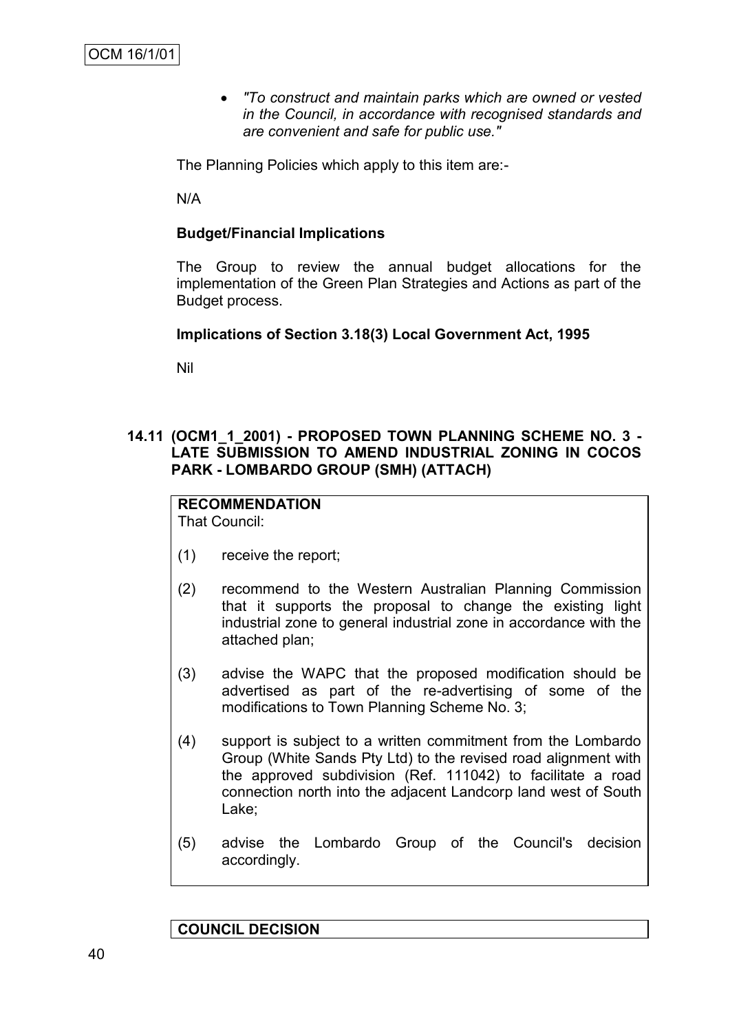- *"To construct and maintain parks which are owned or vested in the Council, in accordance with recognised standards and are convenient and safe for public use."*

The Planning Policies which apply to this item are:-

N/A

**Budget/Financial Implications**

The Group to review the annual budget allocations for the implementation of the Green Plan Strategies and Actions as part of the Budget process.

**Implications of Section 3.18(3) Local Government Act, 1995**

Nil

### 14.11 (OCM1_1_2001) - PROPOSED TOWN PLANNING SCHEME NO. 3 - LATE SUBMISSION TO AMEND INDUSTRIAL ZONING IN COCOS PARK - LOMBARDO GROUP (SMH) (ATTACH)

**RECOMMENDATION**
That Council:

(1) receive the report;

(2) recommend to the Western Australian Planning Commission that it supports the proposal to change the existing light industrial zone to general industrial zone in accordance with the attached plan;

(3) advise the WAPC that the proposed modification should be advertised as part of the re-advertising of some of the modifications to Town Planning Scheme No. 3;

(4) support is subject to a written commitment from the Lombardo Group (White Sands Pty Ltd) to the revised road alignment with the approved subdivision (Ref. 111042) to facilitate a road connection north into the adjacent Landcorp land west of South Lake;

(5) advise the Lombardo Group of the Council's decision accordingly.

**COUNCIL DECISION**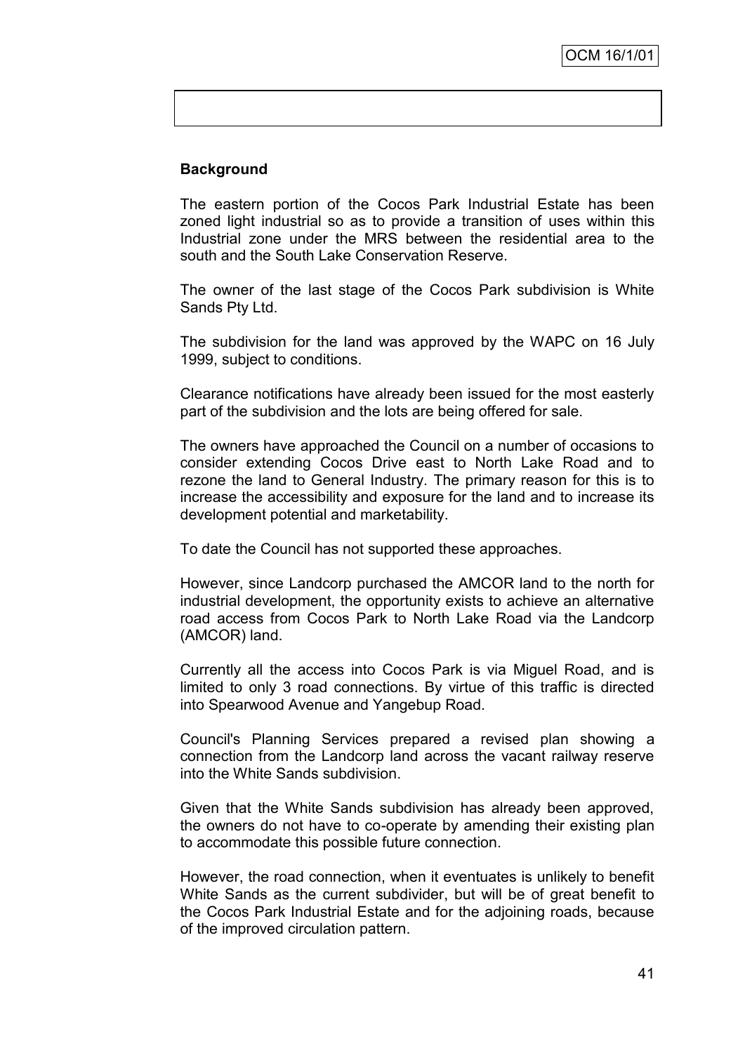## Background

The eastern portion of the Cocos Park Industrial Estate has been zoned light industrial so as to provide a transition of uses within this Industrial zone under the MRS between the residential area to the south and the South Lake Conservation Reserve.

The owner of the last stage of the Cocos Park subdivision is White Sands Pty Ltd.

The subdivision for the land was approved by the WAPC on 16 July 1999, subject to conditions.

Clearance notifications have already been issued for the most easterly part of the subdivision and the lots are being offered for sale.

The owners have approached the Council on a number of occasions to consider extending Cocos Drive east to North Lake Road and to rezone the land to General Industry. The primary reason for this is to increase the accessibility and exposure for the land and to increase its development potential and marketability.

To date the Council has not supported these approaches.

However, since Landcorp purchased the AMCOR land to the north for industrial development, the opportunity exists to achieve an alternative road access from Cocos Park to North Lake Road via the Landcorp (AMCOR) land.

Currently all the access into Cocos Park is via Miguel Road, and is limited to only 3 road connections. By virtue of this traffic is directed into Spearwood Avenue and Yangebup Road.

Council's Planning Services prepared a revised plan showing a connection from the Landcorp land across the vacant railway reserve into the White Sands subdivision.

Given that the White Sands subdivision has already been approved, the owners do not have to co-operate by amending their existing plan to accommodate this possible future connection.

However, the road connection, when it eventuates is unlikely to benefit White Sands as the current subdivider, but will be of great benefit to the Cocos Park Industrial Estate and for the adjoining roads, because of the improved circulation pattern.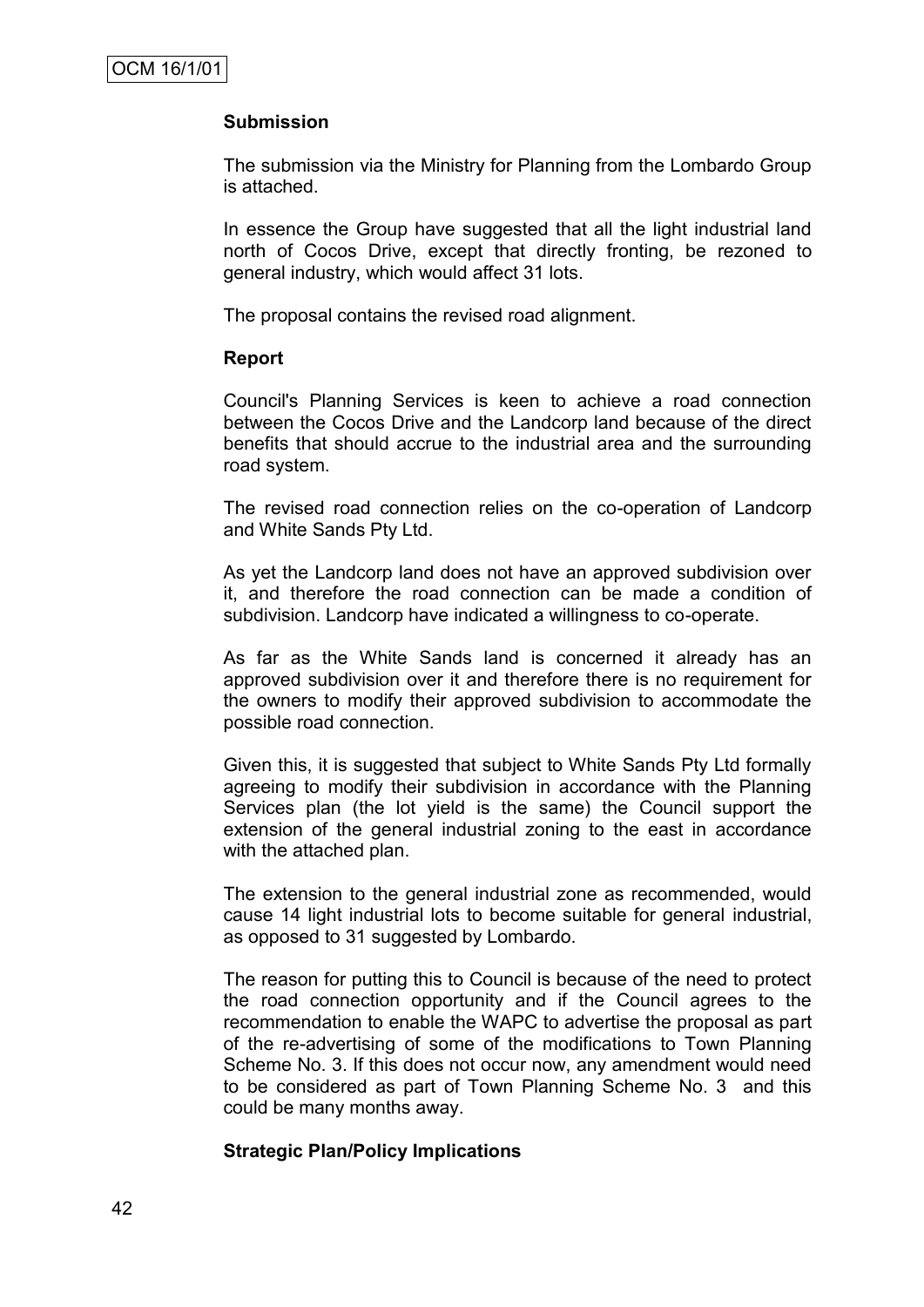**Submission**

The submission via the Ministry for Planning from the Lombardo Group is attached.

In essence the Group have suggested that all the light industrial land north of Cocos Drive, except that directly fronting, be rezoned to general industry, which would affect 31 lots.

The proposal contains the revised road alignment.

**Report**

Council's Planning Services is keen to achieve a road connection between the Cocos Drive and the Landcorp land because of the direct benefits that should accrue to the industrial area and the surrounding road system.

The revised road connection relies on the co-operation of Landcorp and White Sands Pty Ltd.

As yet the Landcorp land does not have an approved subdivision over it, and therefore the road connection can be made a condition of subdivision. Landcorp have indicated a willingness to co-operate.

As far as the White Sands land is concerned it already has an approved subdivision over it and therefore there is no requirement for the owners to modify their approved subdivision to accommodate the possible road connection.

Given this, it is suggested that subject to White Sands Pty Ltd formally agreeing to modify their subdivision in accordance with the Planning Services plan (the lot yield is the same) the Council support the extension of the general industrial zoning to the east in accordance with the attached plan.

The extension to the general industrial zone as recommended, would cause 14 light industrial lots to become suitable for general industrial, as opposed to 31 suggested by Lombardo.

The reason for putting this to Council is because of the need to protect the road connection opportunity and if the Council agrees to the recommendation to enable the WAPC to advertise the proposal as part of the re-advertising of some of the modifications to Town Planning Scheme No. 3. If this does not occur now, any amendment would need to be considered as part of Town Planning Scheme No. 3 and this could be many months away.

**Strategic Plan/Policy Implications**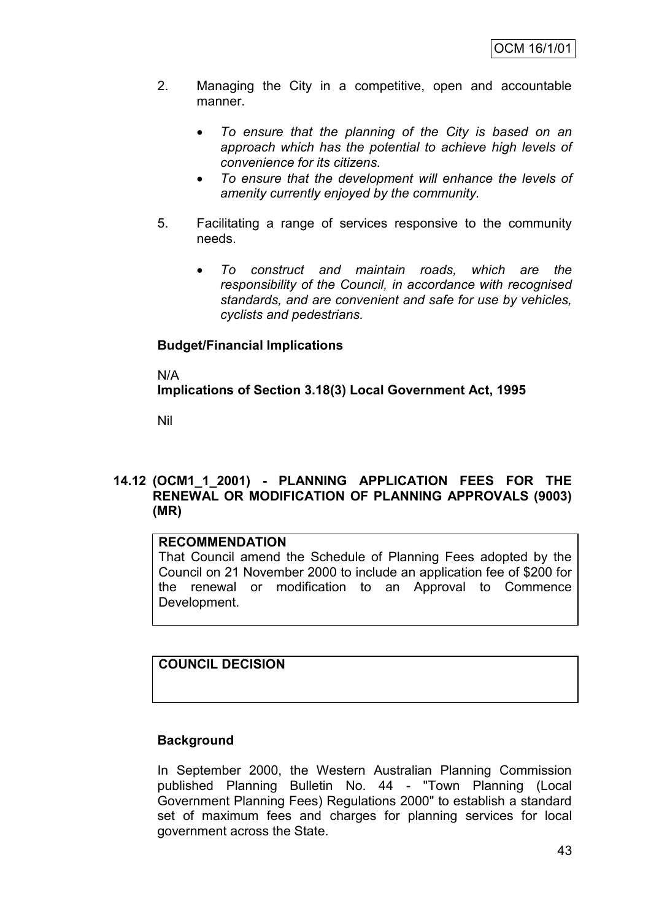2. Managing the City in a competitive, open and accountable manner.

   - *To ensure that the planning of the City is based on an approach which has the potential to achieve high levels of convenience for its citizens.*
   - *To ensure that the development will enhance the levels of amenity currently enjoyed by the community.*

5. Facilitating a range of services responsive to the community needs.

   - *To construct and maintain roads, which are the responsibility of the Council, in accordance with recognised standards, and are convenient and safe for use by vehicles, cyclists and pedestrians.*

**Budget/Financial Implications**

N/A

**Implications of Section 3.18(3) Local Government Act, 1995**

Nil

## 14.12 (OCM1_1_2001) - PLANNING APPLICATION FEES FOR THE RENEWAL OR MODIFICATION OF PLANNING APPROVALS (9003) (MR)

**RECOMMENDATION**

That Council amend the Schedule of Planning Fees adopted by the Council on 21 November 2000 to include an application fee of $200 for the renewal or modification to an Approval to Commence Development.

**COUNCIL DECISION**

**Background**

In September 2000, the Western Australian Planning Commission published Planning Bulletin No. 44 - "Town Planning (Local Government Planning Fees) Regulations 2000" to establish a standard set of maximum fees and charges for planning services for local government across the State.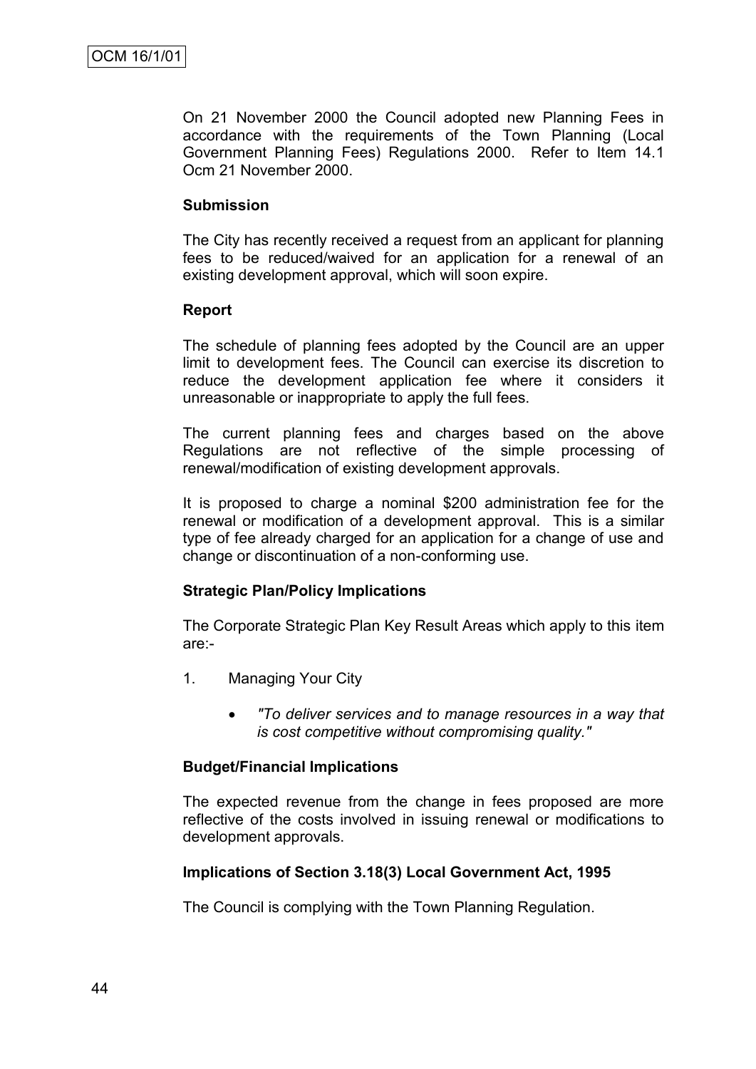On 21 November 2000 the Council adopted new Planning Fees in accordance with the requirements of the Town Planning (Local Government Planning Fees) Regulations 2000. Refer to Item 14.1 Ocm 21 November 2000.

**Submission**

The City has recently received a request from an applicant for planning fees to be reduced/waived for an application for a renewal of an existing development approval, which will soon expire.

**Report**

The schedule of planning fees adopted by the Council are an upper limit to development fees. The Council can exercise its discretion to reduce the development application fee where it considers it unreasonable or inappropriate to apply the full fees.

The current planning fees and charges based on the above Regulations are not reflective of the simple processing of renewal/modification of existing development approvals.

It is proposed to charge a nominal $200 administration fee for the renewal or modification of a development approval. This is a similar type of fee already charged for an application for a change of use and change or discontinuation of a non-conforming use.

**Strategic Plan/Policy Implications**

The Corporate Strategic Plan Key Result Areas which apply to this item are:-

1. Managing Your City

   - *"To deliver services and to manage resources in a way that is cost competitive without compromising quality."*

**Budget/Financial Implications**

The expected revenue from the change in fees proposed are more reflective of the costs involved in issuing renewal or modifications to development approvals.

**Implications of Section 3.18(3) Local Government Act, 1995**

The Council is complying with the Town Planning Regulation.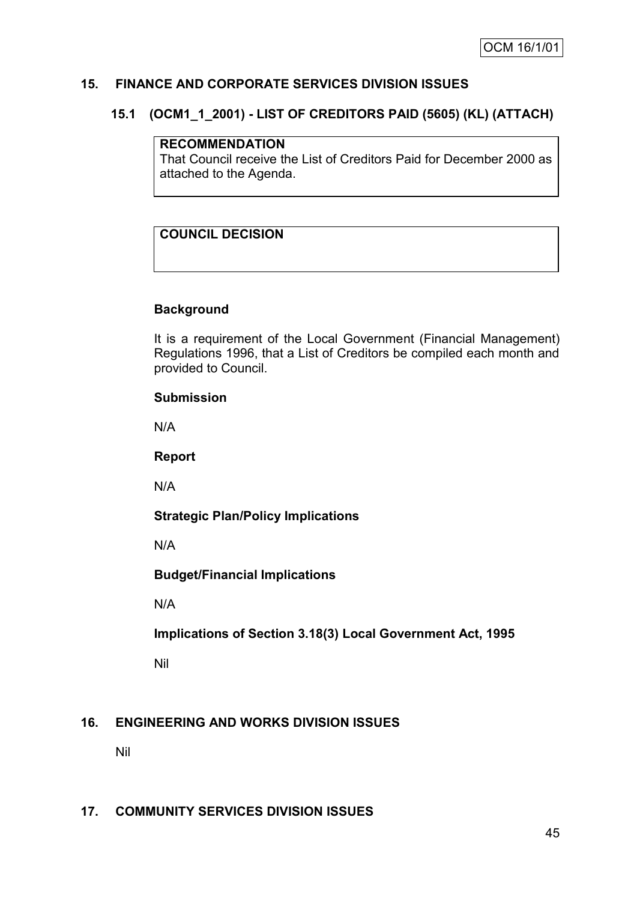## 15. FINANCE AND CORPORATE SERVICES DIVISION ISSUES

### 15.1 (OCM1_1_2001) - LIST OF CREDITORS PAID (5605) (KL) (ATTACH)

**RECOMMENDATION**
That Council receive the List of Creditors Paid for December 2000 as attached to the Agenda.

**COUNCIL DECISION**

**Background**

It is a requirement of the Local Government (Financial Management) Regulations 1996, that a List of Creditors be compiled each month and provided to Council.

**Submission**

N/A

**Report**

N/A

**Strategic Plan/Policy Implications**

N/A

**Budget/Financial Implications**

N/A

**Implications of Section 3.18(3) Local Government Act, 1995**

Nil

## 16. ENGINEERING AND WORKS DIVISION ISSUES

Nil

## 17. COMMUNITY SERVICES DIVISION ISSUES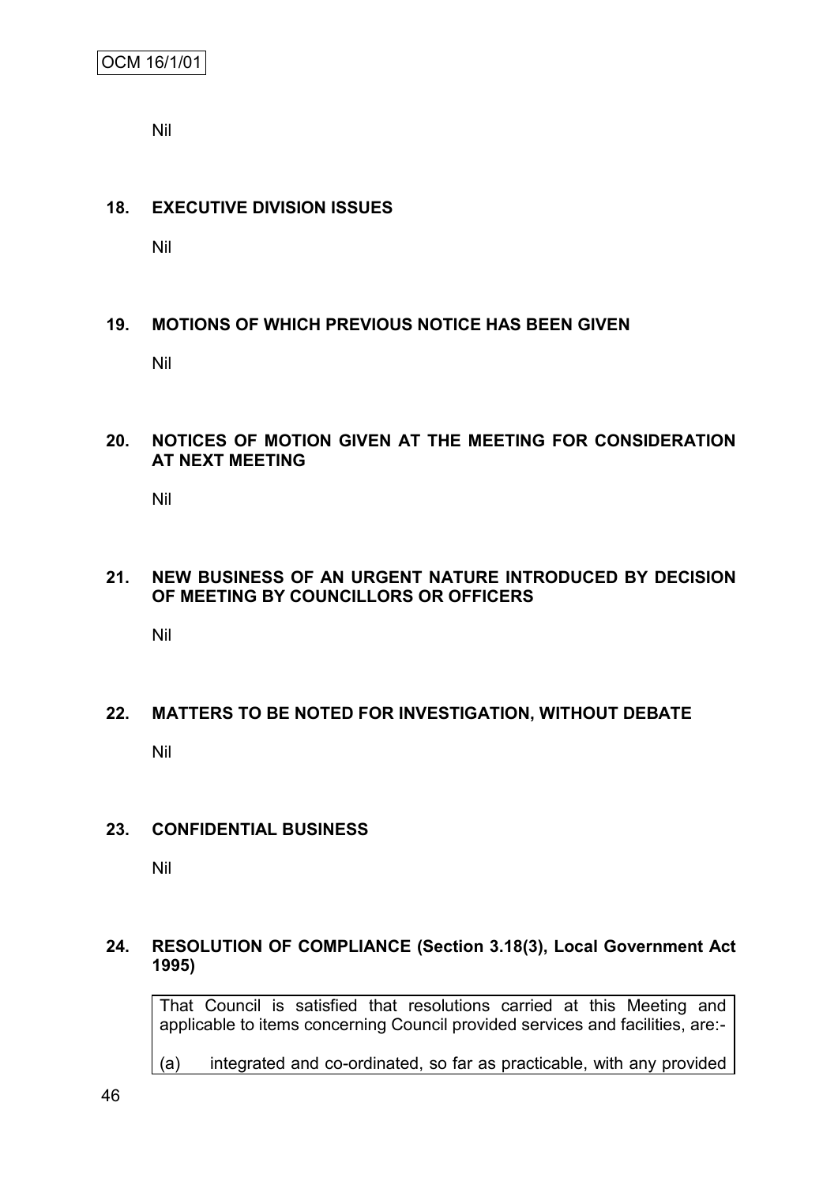Nil

## 18. EXECUTIVE DIVISION ISSUES

Nil

## 19. MOTIONS OF WHICH PREVIOUS NOTICE HAS BEEN GIVEN

Nil

## 20. NOTICES OF MOTION GIVEN AT THE MEETING FOR CONSIDERATION AT NEXT MEETING

Nil

## 21. NEW BUSINESS OF AN URGENT NATURE INTRODUCED BY DECISION OF MEETING BY COUNCILLORS OR OFFICERS

Nil

## 22. MATTERS TO BE NOTED FOR INVESTIGATION, WITHOUT DEBATE

Nil

## 23. CONFIDENTIAL BUSINESS

Nil

## 24. RESOLUTION OF COMPLIANCE (Section 3.18(3), Local Government Act 1995)

| |
|---|
| That Council is satisfied that resolutions carried at this Meeting and applicable to items concerning Council provided services and facilities, are:-<br><br>(a) integrated and co-ordinated, so far as practicable, with any provided |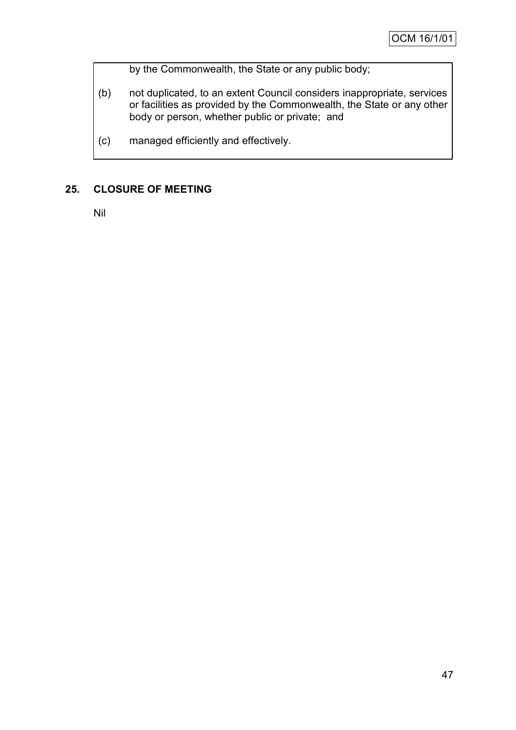by the Commonwealth, the State or any public body;

(b) not duplicated, to an extent Council considers inappropriate, services or facilities as provided by the Commonwealth, the State or any other body or person, whether public or private; and

(c) managed efficiently and effectively.

## 25. CLOSURE OF MEETING

Nil